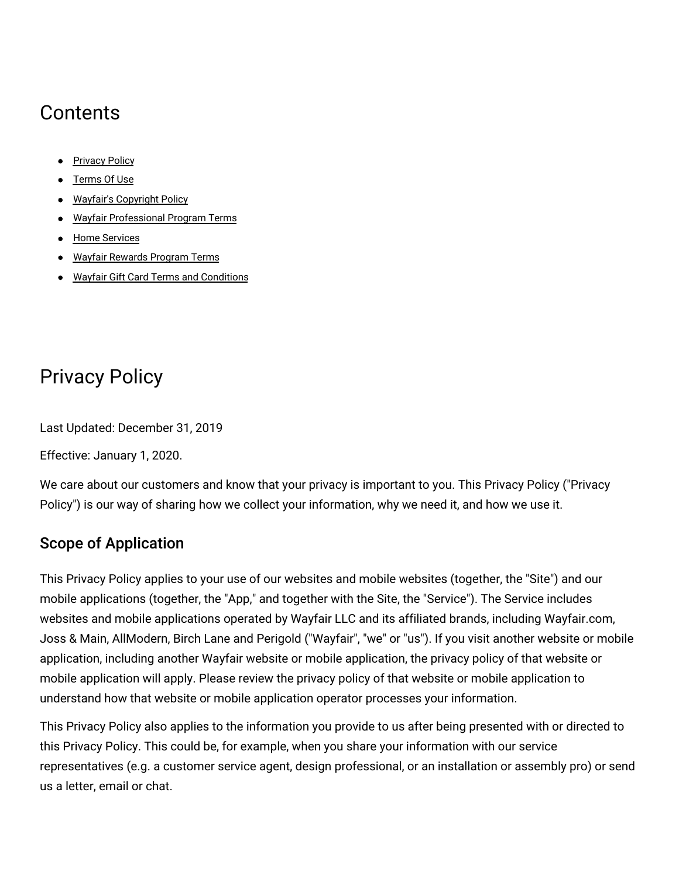# Contents

- [Privacy Policy]()
- [Terms Of Use]()
- [Wayfair's Copyright Policy]()
- [Wayfair Professional Program Terms]()
- [Home Services]()
- [Wayfair Rewards Program Terms]()
- [Wayfair Gift Card Terms and Conditions]()

# Privacy Policy

Last Updated: December 31, 2019

Effective: January 1, 2020.

We care about our customers and know that your privacy is important to you. This Privacy Policy ("Privacy Policy") is our way of sharing how we collect your information, why we need it, and how we use it.

## Scope of Application

This Privacy Policy applies to your use of our websites and mobile websites (together, the "Site") and our mobile applications (together, the "App," and together with the Site, the "Service"). The Service includes websites and mobile applications operated by Wayfair LLC and its affiliated brands, including Wayfair.com, Joss & Main, AllModern, Birch Lane and Perigold ("Wayfair", "we" or "us"). If you visit another website or mobile application, including another Wayfair website or mobile application, the privacy policy of that website or mobile application will apply. Please review the privacy policy of that website or mobile application to understand how that website or mobile application operator processes your information.

This Privacy Policy also applies to the information you provide to us after being presented with or directed to this Privacy Policy. This could be, for example, when you share your information with our service representatives (e.g. a customer service agent, design professional, or an installation or assembly pro) or send us a letter, email or chat.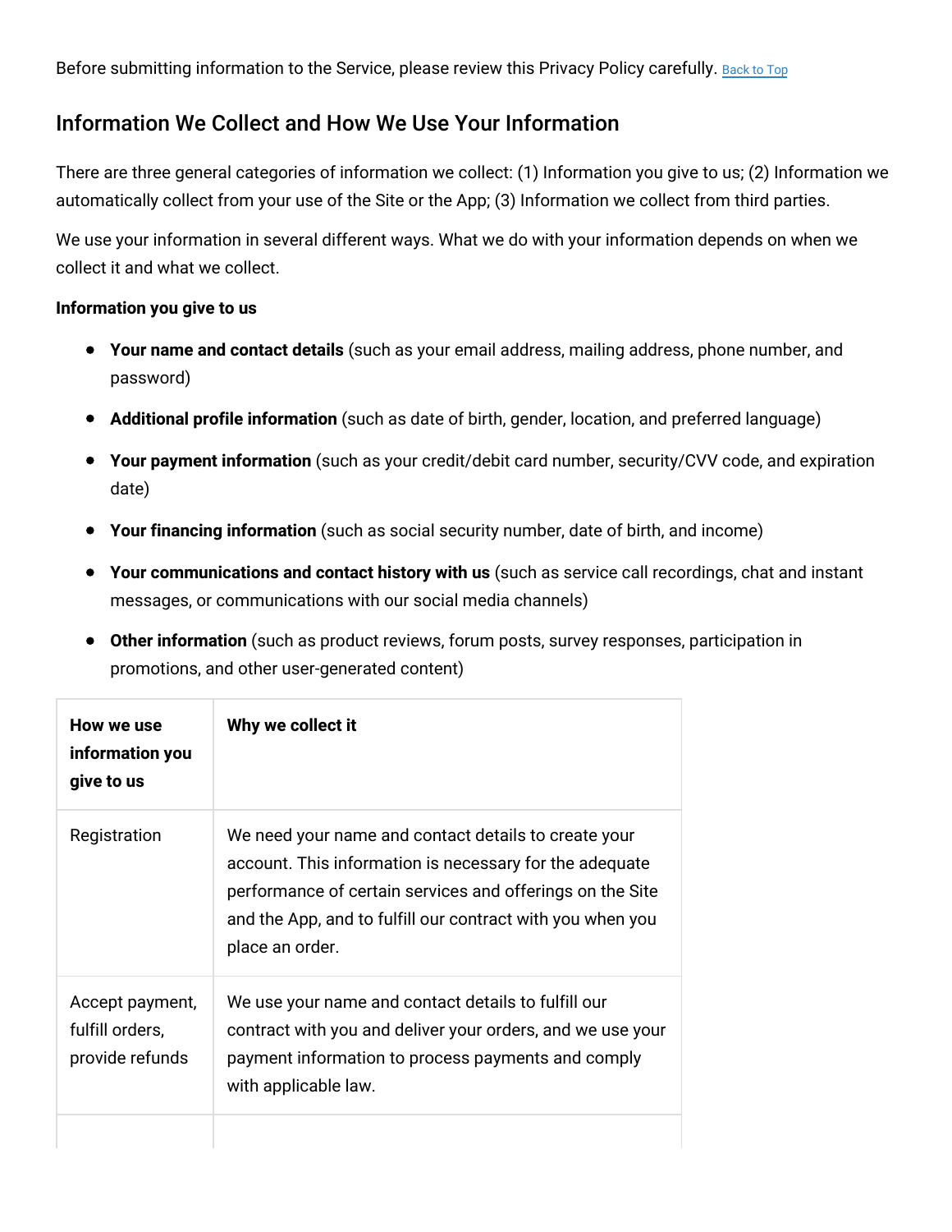Before submitting information to the Service, please review this Privacy Policy carefully. Back to Top

## Information We Collect and How We Use Your Information

There are three general categories of information we collect: (1) Information you give to us; (2) Information we automatically collect from your use of the Site or the App; (3) Information we collect from third parties.

We use your information in several different ways. What we do with your information depends on when we collect it and what we collect.

**Information you give to us**

- **Your name and contact details** (such as your email address, mailing address, phone number, and password)
- **Additional profile information** (such as date of birth, gender, location, and preferred language)
- **Your payment information** (such as your credit/debit card number, security/CVV code, and expiration date)
- **Your financing information** (such as social security number, date of birth, and income)
- **Your communications and contact history with us** (such as service call recordings, chat and instant messages, or communications with our social media channels)
- **Other information** (such as product reviews, forum posts, survey responses, participation in promotions, and other user-generated content)

| How we use information you give to us | Why we collect it |
| --- | --- |
| Registration | We need your name and contact details to create your account. This information is necessary for the adequate performance of certain services and offerings on the Site and the App, and to fulfill our contract with you when you place an order. |
| Accept payment, fulfill orders, provide refunds | We use your name and contact details to fulfill our contract with you and deliver your orders, and we use your payment information to process payments and comply with applicable law. |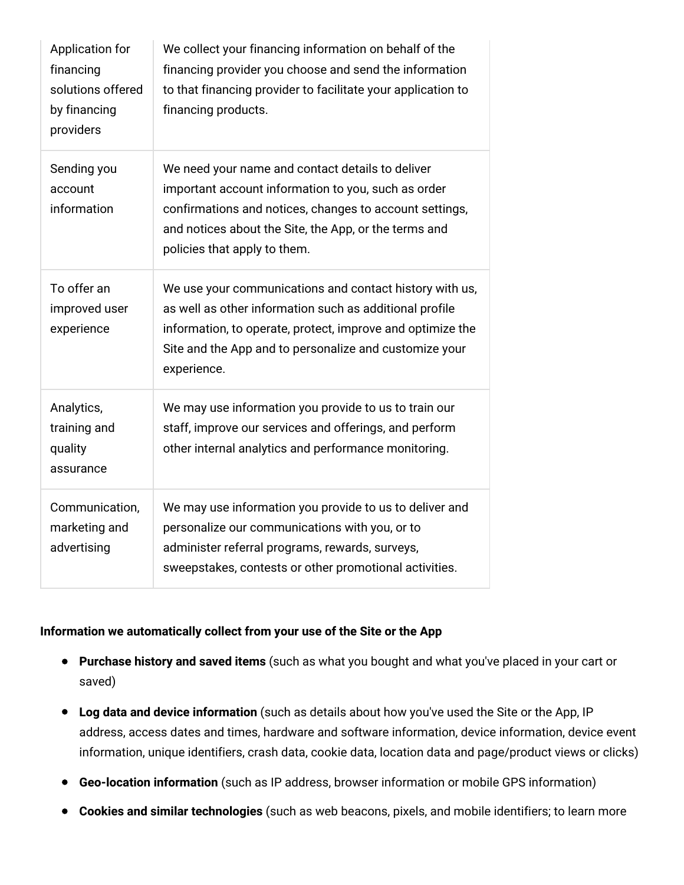| | |
|---|---|
| Application for financing solutions offered by financing providers | We collect your financing information on behalf of the financing provider you choose and send the information to that financing provider to facilitate your application to financing products. |
| Sending you account information | We need your name and contact details to deliver important account information to you, such as order confirmations and notices, changes to account settings, and notices about the Site, the App, or the terms and policies that apply to them. |
| To offer an improved user experience | We use your communications and contact history with us, as well as other information such as additional profile information, to operate, protect, improve and optimize the Site and the App and to personalize and customize your experience. |
| Analytics, training and quality assurance | We may use information you provide to us to train our staff, improve our services and offerings, and perform other internal analytics and performance monitoring. |
| Communication, marketing and advertising | We may use information you provide to us to deliver and personalize our communications with you, or to administer referral programs, rewards, surveys, sweepstakes, contests or other promotional activities. |

**Information we automatically collect from your use of the Site or the App**

- **Purchase history and saved items** (such as what you bought and what you've placed in your cart or saved)
- **Log data and device information** (such as details about how you've used the Site or the App, IP address, access dates and times, hardware and software information, device information, device event information, unique identifiers, crash data, cookie data, location data and page/product views or clicks)
- **Geo-location information** (such as IP address, browser information or mobile GPS information)
- **Cookies and similar technologies** (such as web beacons, pixels, and mobile identifiers; to learn more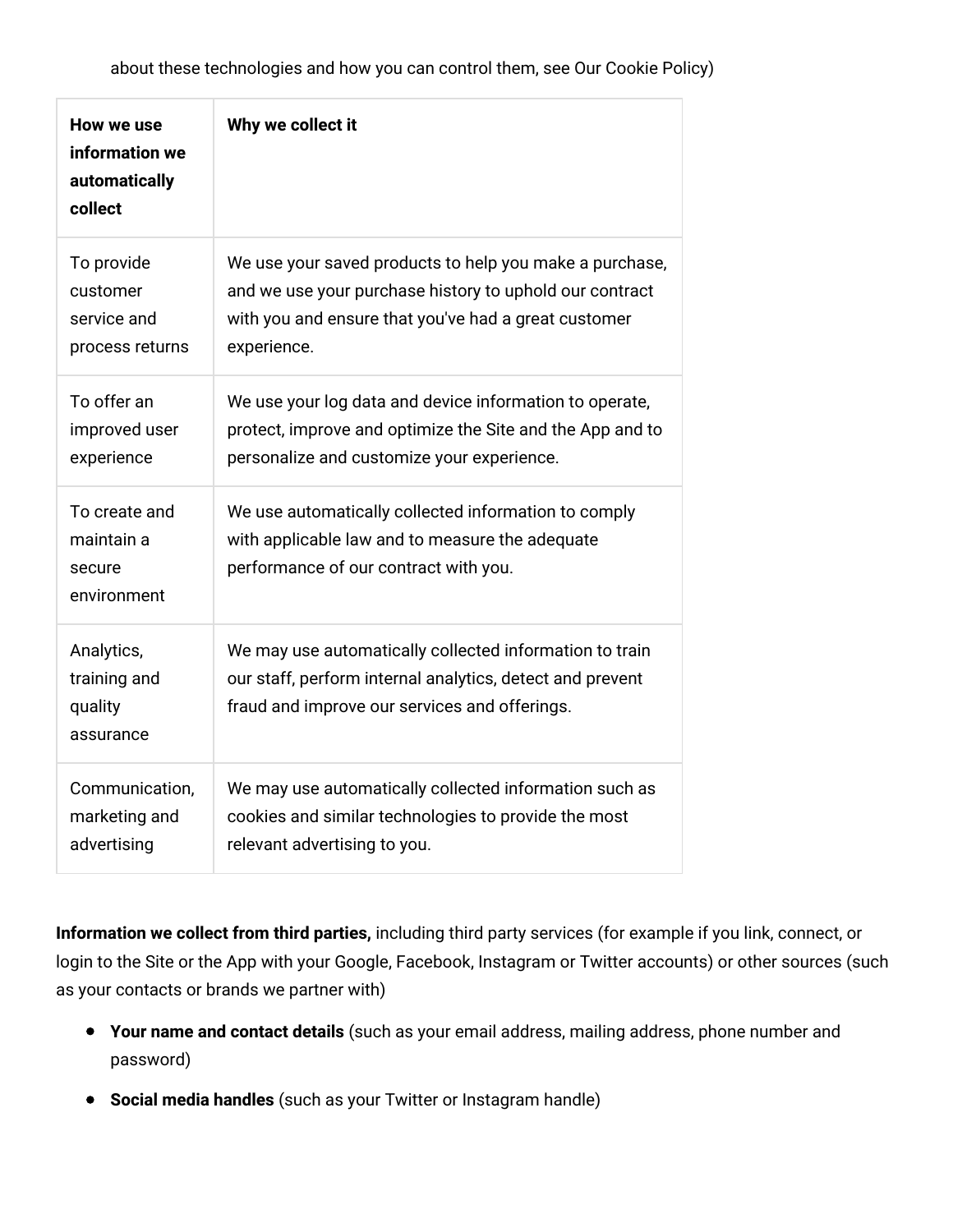about these technologies and how you can control them, see Our Cookie Policy)

| **How we use information we automatically collect** | **Why we collect it** |
|---|---|
| To provide customer service and process returns | We use your saved products to help you make a purchase, and we use your purchase history to uphold our contract with you and ensure that you've had a great customer experience. |
| To offer an improved user experience | We use your log data and device information to operate, protect, improve and optimize the Site and the App and to personalize and customize your experience. |
| To create and maintain a secure environment | We use automatically collected information to comply with applicable law and to measure the adequate performance of our contract with you. |
| Analytics, training and quality assurance | We may use automatically collected information to train our staff, perform internal analytics, detect and prevent fraud and improve our services and offerings. |
| Communication, marketing and advertising | We may use automatically collected information such as cookies and similar technologies to provide the most relevant advertising to you. |

**Information we collect from third parties,** including third party services (for example if you link, connect, or login to the Site or the App with your Google, Facebook, Instagram or Twitter accounts) or other sources (such as your contacts or brands we partner with)

- **Your name and contact details** (such as your email address, mailing address, phone number and password)
- **Social media handles** (such as your Twitter or Instagram handle)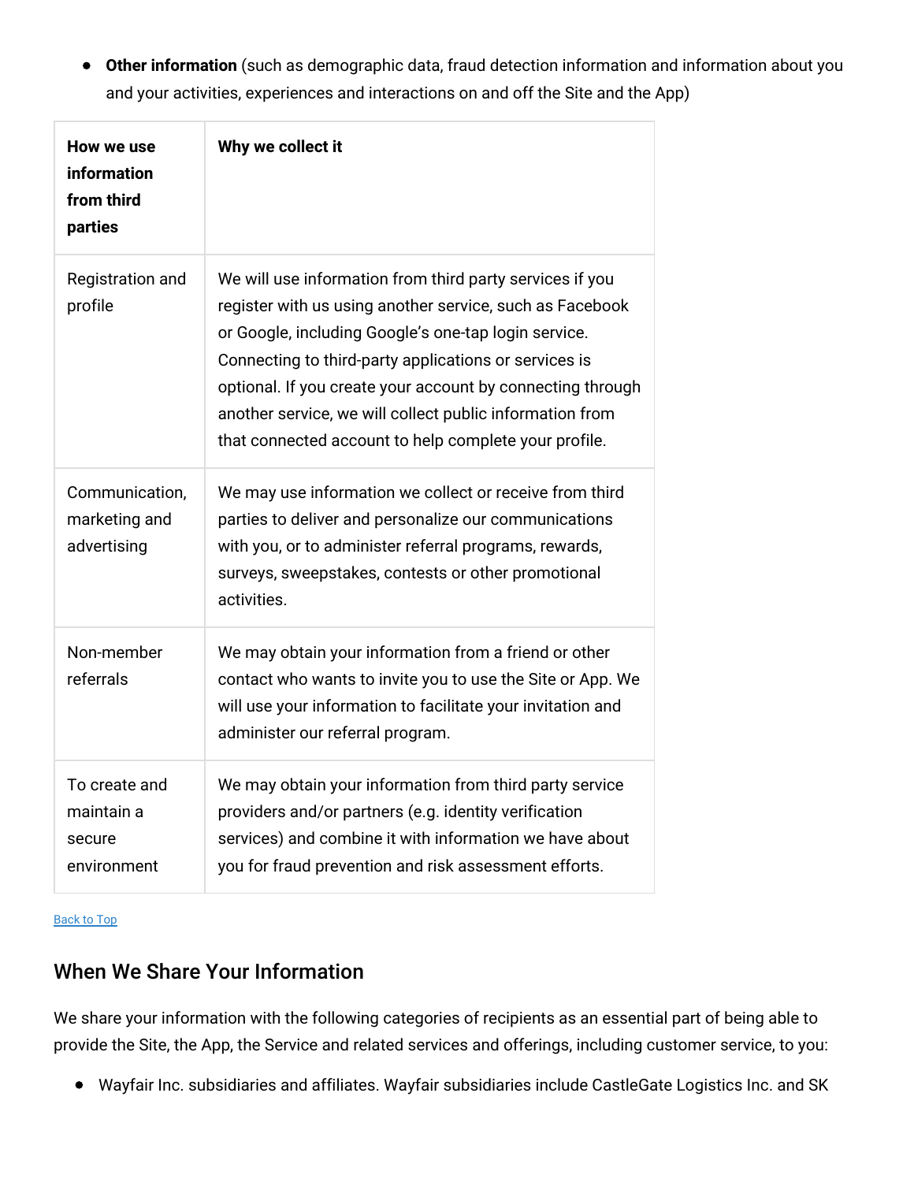- **Other information** (such as demographic data, fraud detection information and information about you and your activities, experiences and interactions on and off the Site and the App)

| How we use information from third parties | Why we collect it |
| --- | --- |
| Registration and profile | We will use information from third party services if you register with us using another service, such as Facebook or Google, including Google's one-tap login service. Connecting to third-party applications or services is optional. If you create your account by connecting through another service, we will collect public information from that connected account to help complete your profile. |
| Communication, marketing and advertising | We may use information we collect or receive from third parties to deliver and personalize our communications with you, or to administer referral programs, rewards, surveys, sweepstakes, contests or other promotional activities. |
| Non-member referrals | We may obtain your information from a friend or other contact who wants to invite you to use the Site or App. We will use your information to facilitate your invitation and administer our referral program. |
| To create and maintain a secure environment | We may obtain your information from third party service providers and/or partners (e.g. identity verification services) and combine it with information we have about you for fraud prevention and risk assessment efforts. |

Back to Top

## When We Share Your Information

We share your information with the following categories of recipients as an essential part of being able to provide the Site, the App, the Service and related services and offerings, including customer service, to you:

- Wayfair Inc. subsidiaries and affiliates. Wayfair subsidiaries include CastleGate Logistics Inc. and SK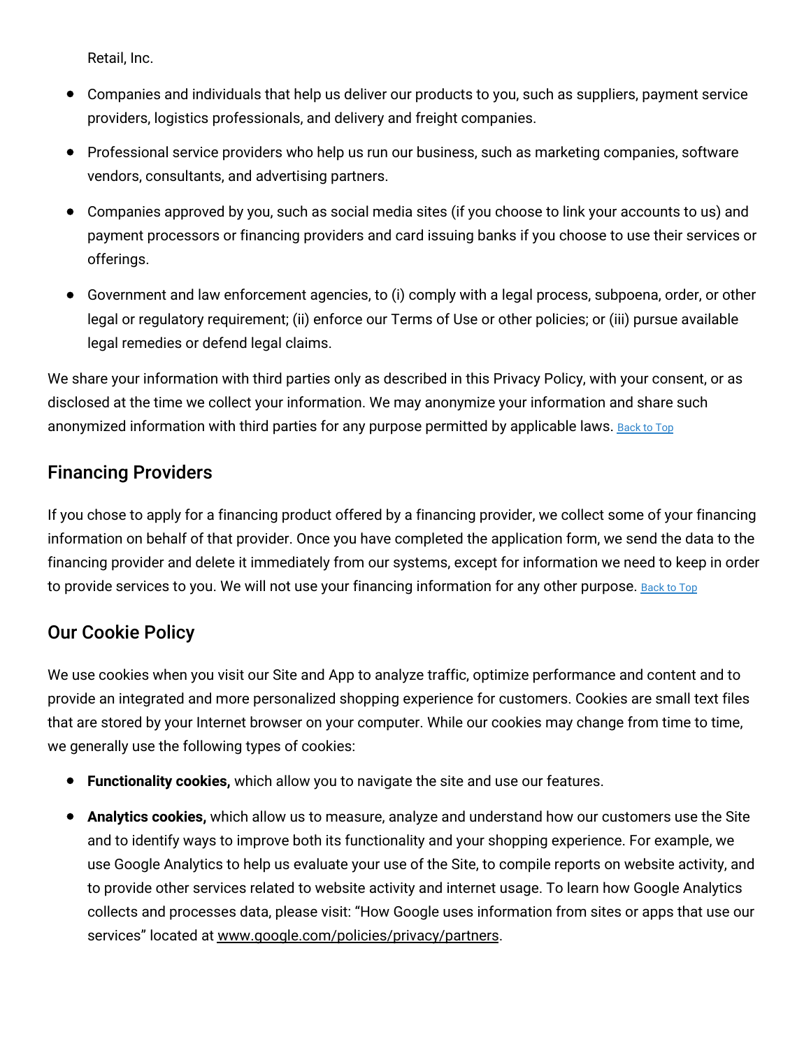Retail, Inc.

- Companies and individuals that help us deliver our products to you, such as suppliers, payment service providers, logistics professionals, and delivery and freight companies.
- Professional service providers who help us run our business, such as marketing companies, software vendors, consultants, and advertising partners.
- Companies approved by you, such as social media sites (if you choose to link your accounts to us) and payment processors or financing providers and card issuing banks if you choose to use their services or offerings.
- Government and law enforcement agencies, to (i) comply with a legal process, subpoena, order, or other legal or regulatory requirement; (ii) enforce our Terms of Use or other policies; or (iii) pursue available legal remedies or defend legal claims.

We share your information with third parties only as described in this Privacy Policy, with your consent, or as disclosed at the time we collect your information. We may anonymize your information and share such anonymized information with third parties for any purpose permitted by applicable laws. Back to Top

## Financing Providers

If you chose to apply for a financing product offered by a financing provider, we collect some of your financing information on behalf of that provider. Once you have completed the application form, we send the data to the financing provider and delete it immediately from our systems, except for information we need to keep in order to provide services to you. We will not use your financing information for any other purpose. Back to Top

## Our Cookie Policy

We use cookies when you visit our Site and App to analyze traffic, optimize performance and content and to provide an integrated and more personalized shopping experience for customers. Cookies are small text files that are stored by your Internet browser on your computer. While our cookies may change from time to time, we generally use the following types of cookies:

- **Functionality cookies,** which allow you to navigate the site and use our features.
- **Analytics cookies,** which allow us to measure, analyze and understand how our customers use the Site and to identify ways to improve both its functionality and your shopping experience. For example, we use Google Analytics to help us evaluate your use of the Site, to compile reports on website activity, and to provide other services related to website activity and internet usage. To learn how Google Analytics collects and processes data, please visit: “How Google uses information from sites or apps that use our services” located at www.google.com/policies/privacy/partners.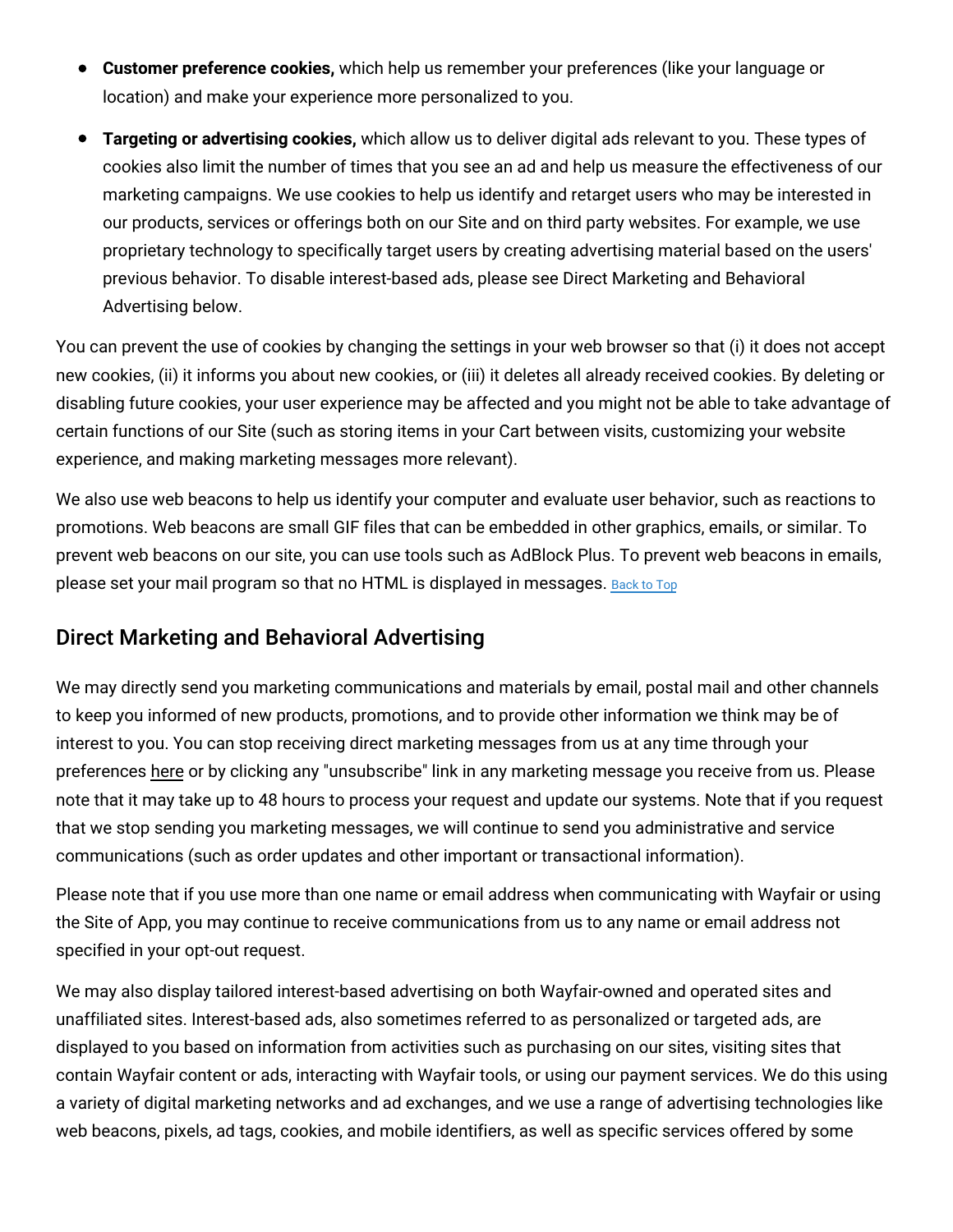- **Customer preference cookies,** which help us remember your preferences (like your language or location) and make your experience more personalized to you.
- **Targeting or advertising cookies,** which allow us to deliver digital ads relevant to you. These types of cookies also limit the number of times that you see an ad and help us measure the effectiveness of our marketing campaigns. We use cookies to help us identify and retarget users who may be interested in our products, services or offerings both on our Site and on third party websites. For example, we use proprietary technology to specifically target users by creating advertising material based on the users' previous behavior. To disable interest-based ads, please see Direct Marketing and Behavioral Advertising below.

You can prevent the use of cookies by changing the settings in your web browser so that (i) it does not accept new cookies, (ii) it informs you about new cookies, or (iii) it deletes all already received cookies. By deleting or disabling future cookies, your user experience may be affected and you might not be able to take advantage of certain functions of our Site (such as storing items in your Cart between visits, customizing your website experience, and making marketing messages more relevant).

We also use web beacons to help us identify your computer and evaluate user behavior, such as reactions to promotions. Web beacons are small GIF files that can be embedded in other graphics, emails, or similar. To prevent web beacons on our site, you can use tools such as AdBlock Plus. To prevent web beacons in emails, please set your mail program so that no HTML is displayed in messages. Back to Top

## Direct Marketing and Behavioral Advertising

We may directly send you marketing communications and materials by email, postal mail and other channels to keep you informed of new products, promotions, and to provide other information we think may be of interest to you. You can stop receiving direct marketing messages from us at any time through your preferences here or by clicking any "unsubscribe" link in any marketing message you receive from us. Please note that it may take up to 48 hours to process your request and update our systems. Note that if you request that we stop sending you marketing messages, we will continue to send you administrative and service communications (such as order updates and other important or transactional information).

Please note that if you use more than one name or email address when communicating with Wayfair or using the Site of App, you may continue to receive communications from us to any name or email address not specified in your opt-out request.

We may also display tailored interest-based advertising on both Wayfair-owned and operated sites and unaffiliated sites. Interest-based ads, also sometimes referred to as personalized or targeted ads, are displayed to you based on information from activities such as purchasing on our sites, visiting sites that contain Wayfair content or ads, interacting with Wayfair tools, or using our payment services. We do this using a variety of digital marketing networks and ad exchanges, and we use a range of advertising technologies like web beacons, pixels, ad tags, cookies, and mobile identifiers, as well as specific services offered by some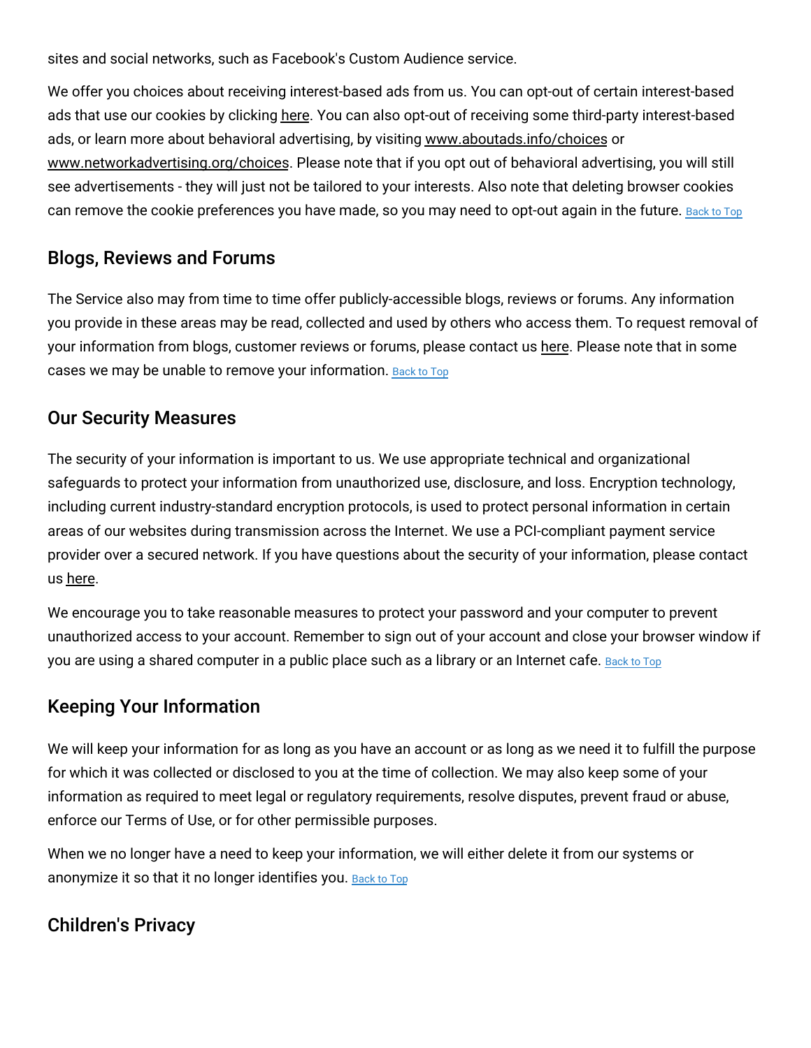sites and social networks, such as Facebook's Custom Audience service.

We offer you choices about receiving interest-based ads from us. You can opt-out of certain interest-based ads that use our cookies by clicking here. You can also opt-out of receiving some third-party interest-based ads, or learn more about behavioral advertising, by visiting www.aboutads.info/choices or www.networkadvertising.org/choices. Please note that if you opt out of behavioral advertising, you will still see advertisements - they will just not be tailored to your interests. Also note that deleting browser cookies can remove the cookie preferences you have made, so you may need to opt-out again in the future. Back to Top

## Blogs, Reviews and Forums

The Service also may from time to time offer publicly-accessible blogs, reviews or forums. Any information you provide in these areas may be read, collected and used by others who access them. To request removal of your information from blogs, customer reviews or forums, please contact us here. Please note that in some cases we may be unable to remove your information. Back to Top

## Our Security Measures

The security of your information is important to us. We use appropriate technical and organizational safeguards to protect your information from unauthorized use, disclosure, and loss. Encryption technology, including current industry-standard encryption protocols, is used to protect personal information in certain areas of our websites during transmission across the Internet. We use a PCI-compliant payment service provider over a secured network. If you have questions about the security of your information, please contact us here.

We encourage you to take reasonable measures to protect your password and your computer to prevent unauthorized access to your account. Remember to sign out of your account and close your browser window if you are using a shared computer in a public place such as a library or an Internet cafe. Back to Top

## Keeping Your Information

We will keep your information for as long as you have an account or as long as we need it to fulfill the purpose for which it was collected or disclosed to you at the time of collection. We may also keep some of your information as required to meet legal or regulatory requirements, resolve disputes, prevent fraud or abuse, enforce our Terms of Use, or for other permissible purposes.

When we no longer have a need to keep your information, we will either delete it from our systems or anonymize it so that it no longer identifies you. Back to Top

## Children's Privacy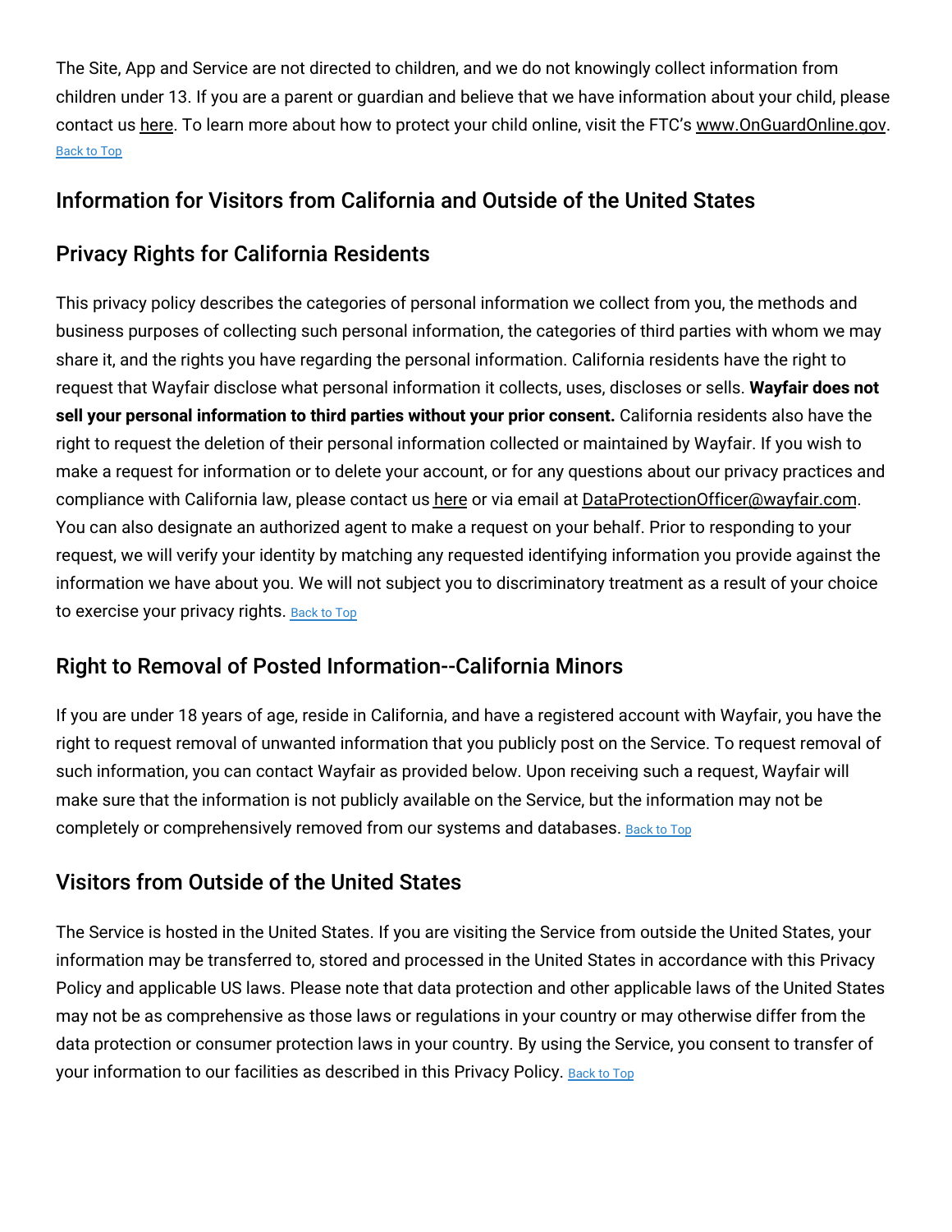The Site, App and Service are not directed to children, and we do not knowingly collect information from children under 13. If you are a parent or guardian and believe that we have information about your child, please contact us here. To learn more about how to protect your child online, visit the FTC's www.OnGuardOnline.gov. Back to Top

## Information for Visitors from California and Outside of the United States

## Privacy Rights for California Residents

This privacy policy describes the categories of personal information we collect from you, the methods and business purposes of collecting such personal information, the categories of third parties with whom we may share it, and the rights you have regarding the personal information. California residents have the right to request that Wayfair disclose what personal information it collects, uses, discloses or sells. **Wayfair does not sell your personal information to third parties without your prior consent.** California residents also have the right to request the deletion of their personal information collected or maintained by Wayfair. If you wish to make a request for information or to delete your account, or for any questions about our privacy practices and compliance with California law, please contact us here or via email at DataProtectionOfficer@wayfair.com. You can also designate an authorized agent to make a request on your behalf. Prior to responding to your request, we will verify your identity by matching any requested identifying information you provide against the information we have about you. We will not subject you to discriminatory treatment as a result of your choice to exercise your privacy rights. Back to Top

## Right to Removal of Posted Information--California Minors

If you are under 18 years of age, reside in California, and have a registered account with Wayfair, you have the right to request removal of unwanted information that you publicly post on the Service. To request removal of such information, you can contact Wayfair as provided below. Upon receiving such a request, Wayfair will make sure that the information is not publicly available on the Service, but the information may not be completely or comprehensively removed from our systems and databases. Back to Top

## Visitors from Outside of the United States

The Service is hosted in the United States. If you are visiting the Service from outside the United States, your information may be transferred to, stored and processed in the United States in accordance with this Privacy Policy and applicable US laws. Please note that data protection and other applicable laws of the United States may not be as comprehensive as those laws or regulations in your country or may otherwise differ from the data protection or consumer protection laws in your country. By using the Service, you consent to transfer of your information to our facilities as described in this Privacy Policy. Back to Top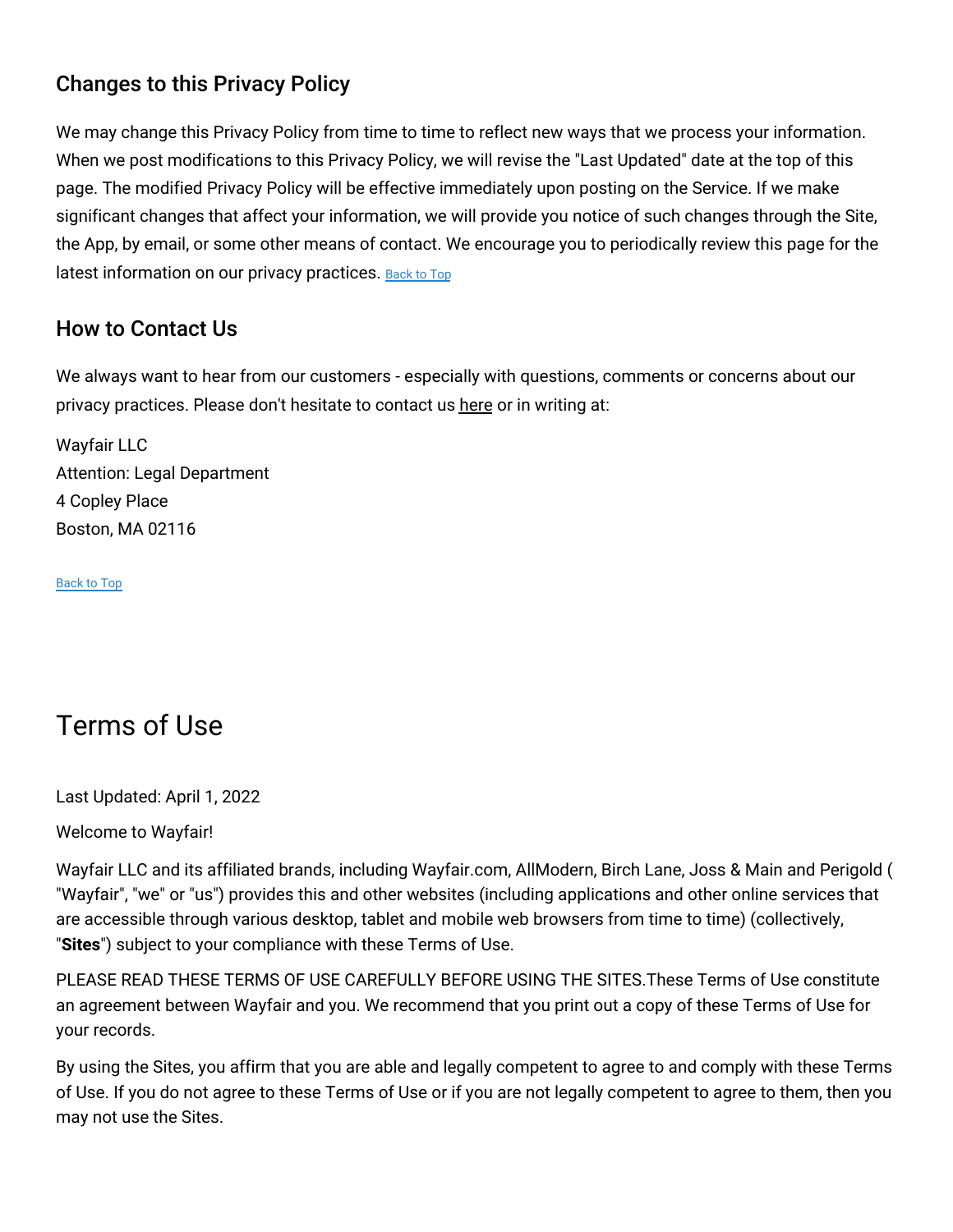## Changes to this Privacy Policy

We may change this Privacy Policy from time to time to reflect new ways that we process your information. When we post modifications to this Privacy Policy, we will revise the "Last Updated" date at the top of this page. The modified Privacy Policy will be effective immediately upon posting on the Service. If we make significant changes that affect your information, we will provide you notice of such changes through the Site, the App, by email, or some other means of contact. We encourage you to periodically review this page for the latest information on our privacy practices. Back to Top

## How to Contact Us

We always want to hear from our customers - especially with questions, comments or concerns about our privacy practices. Please don't hesitate to contact us here or in writing at:

Wayfair LLC
Attention: Legal Department
4 Copley Place
Boston, MA 02116

Back to Top

# Terms of Use

Last Updated: April 1, 2022

Welcome to Wayfair!

Wayfair LLC and its affiliated brands, including Wayfair.com, AllModern, Birch Lane, Joss & Main and Perigold ( "Wayfair", "we" or "us") provides this and other websites (including applications and other online services that are accessible through various desktop, tablet and mobile web browsers from time to time) (collectively, "**Sites**") subject to your compliance with these Terms of Use.

PLEASE READ THESE TERMS OF USE CAREFULLY BEFORE USING THE SITES.These Terms of Use constitute an agreement between Wayfair and you. We recommend that you print out a copy of these Terms of Use for your records.

By using the Sites, you affirm that you are able and legally competent to agree to and comply with these Terms of Use. If you do not agree to these Terms of Use or if you are not legally competent to agree to them, then you may not use the Sites.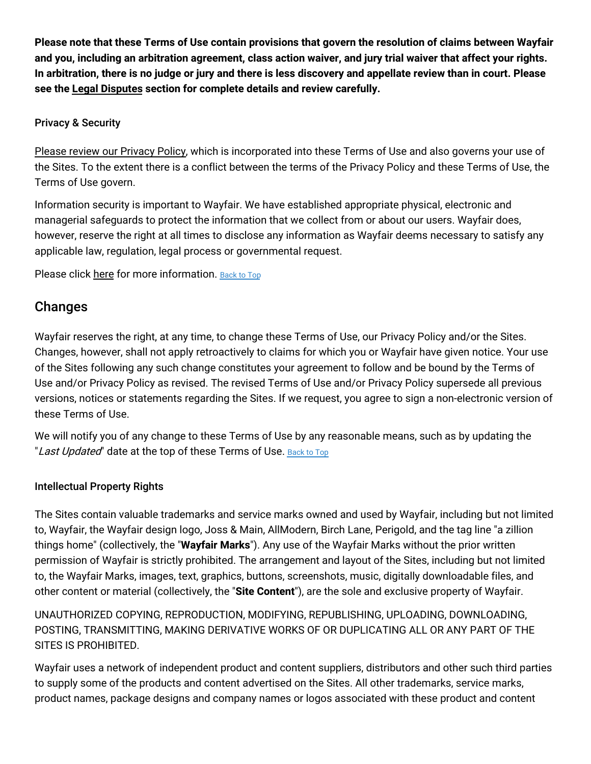**Please note that these Terms of Use contain provisions that govern the resolution of claims between Wayfair and you, including an arbitration agreement, class action waiver, and jury trial waiver that affect your rights. In arbitration, there is no judge or jury and there is less discovery and appellate review than in court. Please see the Legal Disputes section for complete details and review carefully.**

### Privacy & Security

Please review our Privacy Policy, which is incorporated into these Terms of Use and also governs your use of the Sites. To the extent there is a conflict between the terms of the Privacy Policy and these Terms of Use, the Terms of Use govern.

Information security is important to Wayfair. We have established appropriate physical, electronic and managerial safeguards to protect the information that we collect from or about our users. Wayfair does, however, reserve the right at all times to disclose any information as Wayfair deems necessary to satisfy any applicable law, regulation, legal process or governmental request.

Please click here for more information. Back to Top

## Changes

Wayfair reserves the right, at any time, to change these Terms of Use, our Privacy Policy and/or the Sites. Changes, however, shall not apply retroactively to claims for which you or Wayfair have given notice. Your use of the Sites following any such change constitutes your agreement to follow and be bound by the Terms of Use and/or Privacy Policy as revised. The revised Terms of Use and/or Privacy Policy supersede all previous versions, notices or statements regarding the Sites. If we request, you agree to sign a non-electronic version of these Terms of Use.

We will notify you of any change to these Terms of Use by any reasonable means, such as by updating the "*Last Updated*" date at the top of these Terms of Use. Back to Top

### Intellectual Property Rights

The Sites contain valuable trademarks and service marks owned and used by Wayfair, including but not limited to, Wayfair, the Wayfair design logo, Joss & Main, AllModern, Birch Lane, Perigold, and the tag line "a zillion things home" (collectively, the "**Wayfair Marks**"). Any use of the Wayfair Marks without the prior written permission of Wayfair is strictly prohibited. The arrangement and layout of the Sites, including but not limited to, the Wayfair Marks, images, text, graphics, buttons, screenshots, music, digitally downloadable files, and other content or material (collectively, the "**Site Content**"), are the sole and exclusive property of Wayfair.

UNAUTHORIZED COPYING, REPRODUCTION, MODIFYING, REPUBLISHING, UPLOADING, DOWNLOADING, POSTING, TRANSMITTING, MAKING DERIVATIVE WORKS OF OR DUPLICATING ALL OR ANY PART OF THE SITES IS PROHIBITED.

Wayfair uses a network of independent product and content suppliers, distributors and other such third parties to supply some of the products and content advertised on the Sites. All other trademarks, service marks, product names, package designs and company names or logos associated with these product and content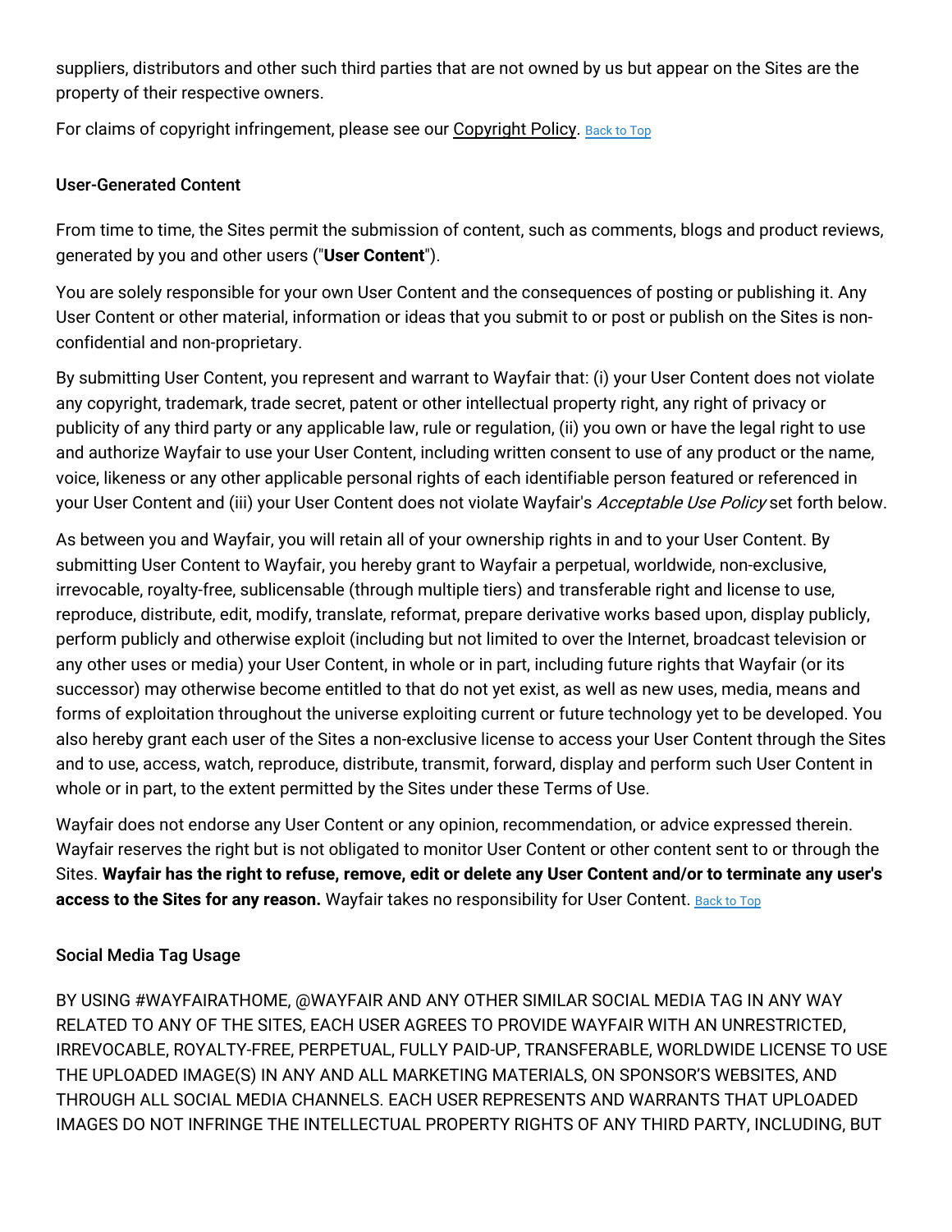suppliers, distributors and other such third parties that are not owned by us but appear on the Sites are the property of their respective owners.

For claims of copyright infringement, please see our Copyright Policy. Back to Top

### User-Generated Content

From time to time, the Sites permit the submission of content, such as comments, blogs and product reviews, generated by you and other users ("**User Content**").

You are solely responsible for your own User Content and the consequences of posting or publishing it. Any User Content or other material, information or ideas that you submit to or post or publish on the Sites is non-confidential and non-proprietary.

By submitting User Content, you represent and warrant to Wayfair that: (i) your User Content does not violate any copyright, trademark, trade secret, patent or other intellectual property right, any right of privacy or publicity of any third party or any applicable law, rule or regulation, (ii) you own or have the legal right to use and authorize Wayfair to use your User Content, including written consent to use of any product or the name, voice, likeness or any other applicable personal rights of each identifiable person featured or referenced in your User Content and (iii) your User Content does not violate Wayfair's *Acceptable Use Policy* set forth below.

As between you and Wayfair, you will retain all of your ownership rights in and to your User Content. By submitting User Content to Wayfair, you hereby grant to Wayfair a perpetual, worldwide, non-exclusive, irrevocable, royalty-free, sublicensable (through multiple tiers) and transferable right and license to use, reproduce, distribute, edit, modify, translate, reformat, prepare derivative works based upon, display publicly, perform publicly and otherwise exploit (including but not limited to over the Internet, broadcast television or any other uses or media) your User Content, in whole or in part, including future rights that Wayfair (or its successor) may otherwise become entitled to that do not yet exist, as well as new uses, media, means and forms of exploitation throughout the universe exploiting current or future technology yet to be developed. You also hereby grant each user of the Sites a non-exclusive license to access your User Content through the Sites and to use, access, watch, reproduce, distribute, transmit, forward, display and perform such User Content in whole or in part, to the extent permitted by the Sites under these Terms of Use.

Wayfair does not endorse any User Content or any opinion, recommendation, or advice expressed therein. Wayfair reserves the right but is not obligated to monitor User Content or other content sent to or through the Sites. **Wayfair has the right to refuse, remove, edit or delete any User Content and/or to terminate any user's access to the Sites for any reason.** Wayfair takes no responsibility for User Content. Back to Top

### Social Media Tag Usage

BY USING #WAYFAIRATHOME, @WAYFAIR AND ANY OTHER SIMILAR SOCIAL MEDIA TAG IN ANY WAY RELATED TO ANY OF THE SITES, EACH USER AGREES TO PROVIDE WAYFAIR WITH AN UNRESTRICTED, IRREVOCABLE, ROYALTY-FREE, PERPETUAL, FULLY PAID-UP, TRANSFERABLE, WORLDWIDE LICENSE TO USE THE UPLOADED IMAGE(S) IN ANY AND ALL MARKETING MATERIALS, ON SPONSOR'S WEBSITES, AND THROUGH ALL SOCIAL MEDIA CHANNELS. EACH USER REPRESENTS AND WARRANTS THAT UPLOADED IMAGES DO NOT INFRINGE THE INTELLECTUAL PROPERTY RIGHTS OF ANY THIRD PARTY, INCLUDING, BUT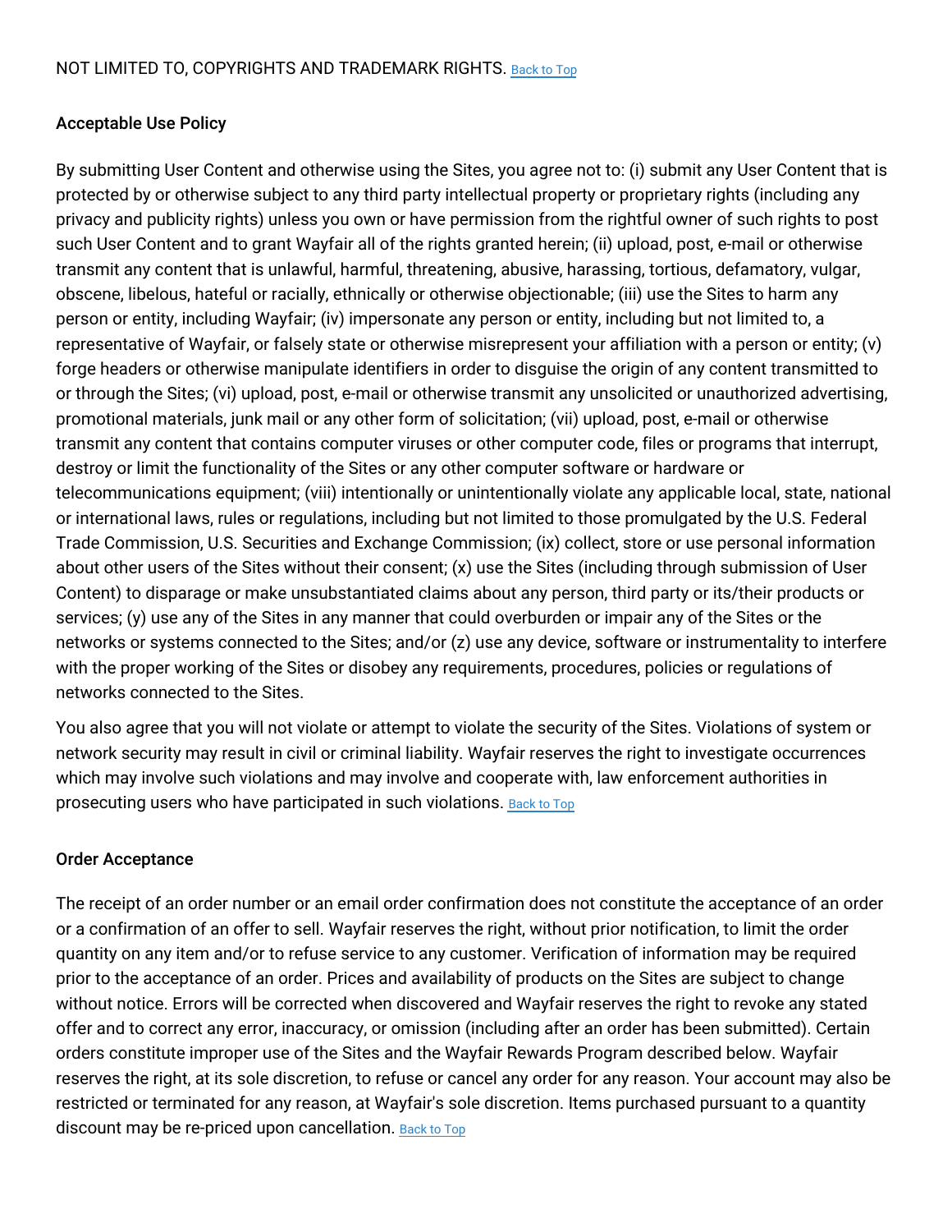NOT LIMITED TO, COPYRIGHTS AND TRADEMARK RIGHTS. Back to Top

**Acceptable Use Policy**

By submitting User Content and otherwise using the Sites, you agree not to: (i) submit any User Content that is protected by or otherwise subject to any third party intellectual property or proprietary rights (including any privacy and publicity rights) unless you own or have permission from the rightful owner of such rights to post such User Content and to grant Wayfair all of the rights granted herein; (ii) upload, post, e-mail or otherwise transmit any content that is unlawful, harmful, threatening, abusive, harassing, tortious, defamatory, vulgar, obscene, libelous, hateful or racially, ethnically or otherwise objectionable; (iii) use the Sites to harm any person or entity, including Wayfair; (iv) impersonate any person or entity, including but not limited to, a representative of Wayfair, or falsely state or otherwise misrepresent your affiliation with a person or entity; (v) forge headers or otherwise manipulate identifiers in order to disguise the origin of any content transmitted to or through the Sites; (vi) upload, post, e-mail or otherwise transmit any unsolicited or unauthorized advertising, promotional materials, junk mail or any other form of solicitation; (vii) upload, post, e-mail or otherwise transmit any content that contains computer viruses or other computer code, files or programs that interrupt, destroy or limit the functionality of the Sites or any other computer software or hardware or telecommunications equipment; (viii) intentionally or unintentionally violate any applicable local, state, national or international laws, rules or regulations, including but not limited to those promulgated by the U.S. Federal Trade Commission, U.S. Securities and Exchange Commission; (ix) collect, store or use personal information about other users of the Sites without their consent; (x) use the Sites (including through submission of User Content) to disparage or make unsubstantiated claims about any person, third party or its/their products or services; (y) use any of the Sites in any manner that could overburden or impair any of the Sites or the networks or systems connected to the Sites; and/or (z) use any device, software or instrumentality to interfere with the proper working of the Sites or disobey any requirements, procedures, policies or regulations of networks connected to the Sites.

You also agree that you will not violate or attempt to violate the security of the Sites. Violations of system or network security may result in civil or criminal liability. Wayfair reserves the right to investigate occurrences which may involve such violations and may involve and cooperate with, law enforcement authorities in prosecuting users who have participated in such violations. Back to Top

**Order Acceptance**

The receipt of an order number or an email order confirmation does not constitute the acceptance of an order or a confirmation of an offer to sell. Wayfair reserves the right, without prior notification, to limit the order quantity on any item and/or to refuse service to any customer. Verification of information may be required prior to the acceptance of an order. Prices and availability of products on the Sites are subject to change without notice. Errors will be corrected when discovered and Wayfair reserves the right to revoke any stated offer and to correct any error, inaccuracy, or omission (including after an order has been submitted). Certain orders constitute improper use of the Sites and the Wayfair Rewards Program described below. Wayfair reserves the right, at its sole discretion, to refuse or cancel any order for any reason. Your account may also be restricted or terminated for any reason, at Wayfair's sole discretion. Items purchased pursuant to a quantity discount may be re-priced upon cancellation. Back to Top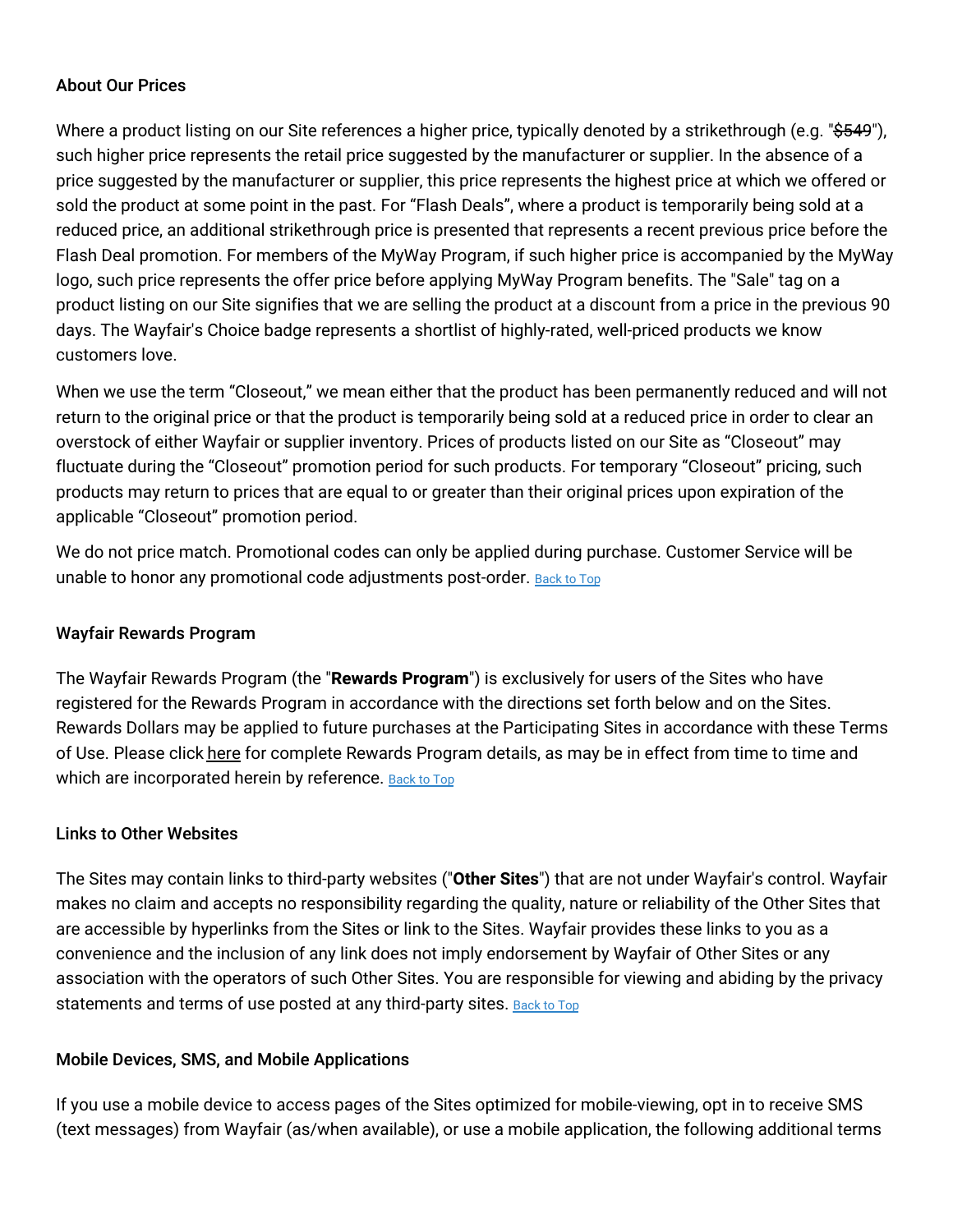### About Our Prices

Where a product listing on our Site references a higher price, typically denoted by a strikethrough (e.g. "~~$549~~"), such higher price represents the retail price suggested by the manufacturer or supplier. In the absence of a price suggested by the manufacturer or supplier, this price represents the highest price at which we offered or sold the product at some point in the past. For “Flash Deals”, where a product is temporarily being sold at a reduced price, an additional strikethrough price is presented that represents a recent previous price before the Flash Deal promotion. For members of the MyWay Program, if such higher price is accompanied by the MyWay logo, such price represents the offer price before applying MyWay Program benefits. The "Sale" tag on a product listing on our Site signifies that we are selling the product at a discount from a price in the previous 90 days. The Wayfair's Choice badge represents a shortlist of highly-rated, well-priced products we know customers love.

When we use the term “Closeout,” we mean either that the product has been permanently reduced and will not return to the original price or that the product is temporarily being sold at a reduced price in order to clear an overstock of either Wayfair or supplier inventory. Prices of products listed on our Site as “Closeout” may fluctuate during the “Closeout” promotion period for such products. For temporary “Closeout” pricing, such products may return to prices that are equal to or greater than their original prices upon expiration of the applicable “Closeout” promotion period.

We do not price match. Promotional codes can only be applied during purchase. Customer Service will be unable to honor any promotional code adjustments post-order. Back to Top

### Wayfair Rewards Program

The Wayfair Rewards Program (the "**Rewards Program**") is exclusively for users of the Sites who have registered for the Rewards Program in accordance with the directions set forth below and on the Sites. Rewards Dollars may be applied to future purchases at the Participating Sites in accordance with these Terms of Use. Please click here for complete Rewards Program details, as may be in effect from time to time and which are incorporated herein by reference. Back to Top

### Links to Other Websites

The Sites may contain links to third-party websites ("**Other Sites**") that are not under Wayfair's control. Wayfair makes no claim and accepts no responsibility regarding the quality, nature or reliability of the Other Sites that are accessible by hyperlinks from the Sites or link to the Sites. Wayfair provides these links to you as a convenience and the inclusion of any link does not imply endorsement by Wayfair of Other Sites or any association with the operators of such Other Sites. You are responsible for viewing and abiding by the privacy statements and terms of use posted at any third-party sites. Back to Top

### Mobile Devices, SMS, and Mobile Applications

If you use a mobile device to access pages of the Sites optimized for mobile-viewing, opt in to receive SMS (text messages) from Wayfair (as/when available), or use a mobile application, the following additional terms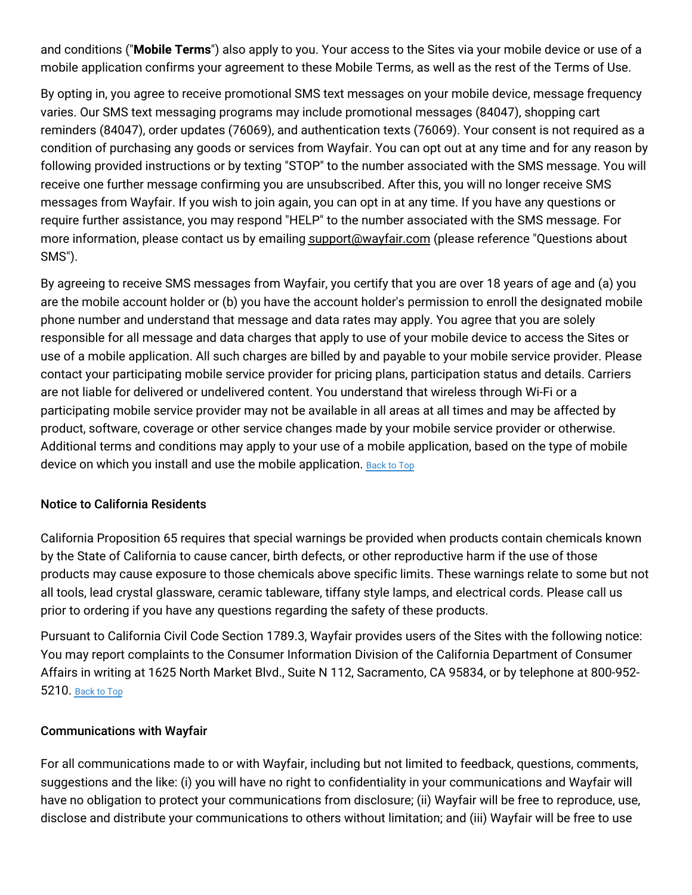and conditions ("**Mobile Terms**") also apply to you. Your access to the Sites via your mobile device or use of a mobile application confirms your agreement to these Mobile Terms, as well as the rest of the Terms of Use.

By opting in, you agree to receive promotional SMS text messages on your mobile device, message frequency varies. Our SMS text messaging programs may include promotional messages (84047), shopping cart reminders (84047), order updates (76069), and authentication texts (76069). Your consent is not required as a condition of purchasing any goods or services from Wayfair. You can opt out at any time and for any reason by following provided instructions or by texting "STOP" to the number associated with the SMS message. You will receive one further message confirming you are unsubscribed. After this, you will no longer receive SMS messages from Wayfair. If you wish to join again, you can opt in at any time. If you have any questions or require further assistance, you may respond "HELP" to the number associated with the SMS message. For more information, please contact us by emailing support@wayfair.com (please reference "Questions about SMS").

By agreeing to receive SMS messages from Wayfair, you certify that you are over 18 years of age and (a) you are the mobile account holder or (b) you have the account holder's permission to enroll the designated mobile phone number and understand that message and data rates may apply. You agree that you are solely responsible for all message and data charges that apply to use of your mobile device to access the Sites or use of a mobile application. All such charges are billed by and payable to your mobile service provider. Please contact your participating mobile service provider for pricing plans, participation status and details. Carriers are not liable for delivered or undelivered content. You understand that wireless through Wi-Fi or a participating mobile service provider may not be available in all areas at all times and may be affected by product, software, coverage or other service changes made by your mobile service provider or otherwise. Additional terms and conditions may apply to your use of a mobile application, based on the type of mobile device on which you install and use the mobile application. Back to Top

### Notice to California Residents

California Proposition 65 requires that special warnings be provided when products contain chemicals known by the State of California to cause cancer, birth defects, or other reproductive harm if the use of those products may cause exposure to those chemicals above specific limits. These warnings relate to some but not all tools, lead crystal glassware, ceramic tableware, tiffany style lamps, and electrical cords. Please call us prior to ordering if you have any questions regarding the safety of these products.

Pursuant to California Civil Code Section 1789.3, Wayfair provides users of the Sites with the following notice: You may report complaints to the Consumer Information Division of the California Department of Consumer Affairs in writing at 1625 North Market Blvd., Suite N 112, Sacramento, CA 95834, or by telephone at 800-952-5210. Back to Top

### Communications with Wayfair

For all communications made to or with Wayfair, including but not limited to feedback, questions, comments, suggestions and the like: (i) you will have no right to confidentiality in your communications and Wayfair will have no obligation to protect your communications from disclosure; (ii) Wayfair will be free to reproduce, use, disclose and distribute your communications to others without limitation; and (iii) Wayfair will be free to use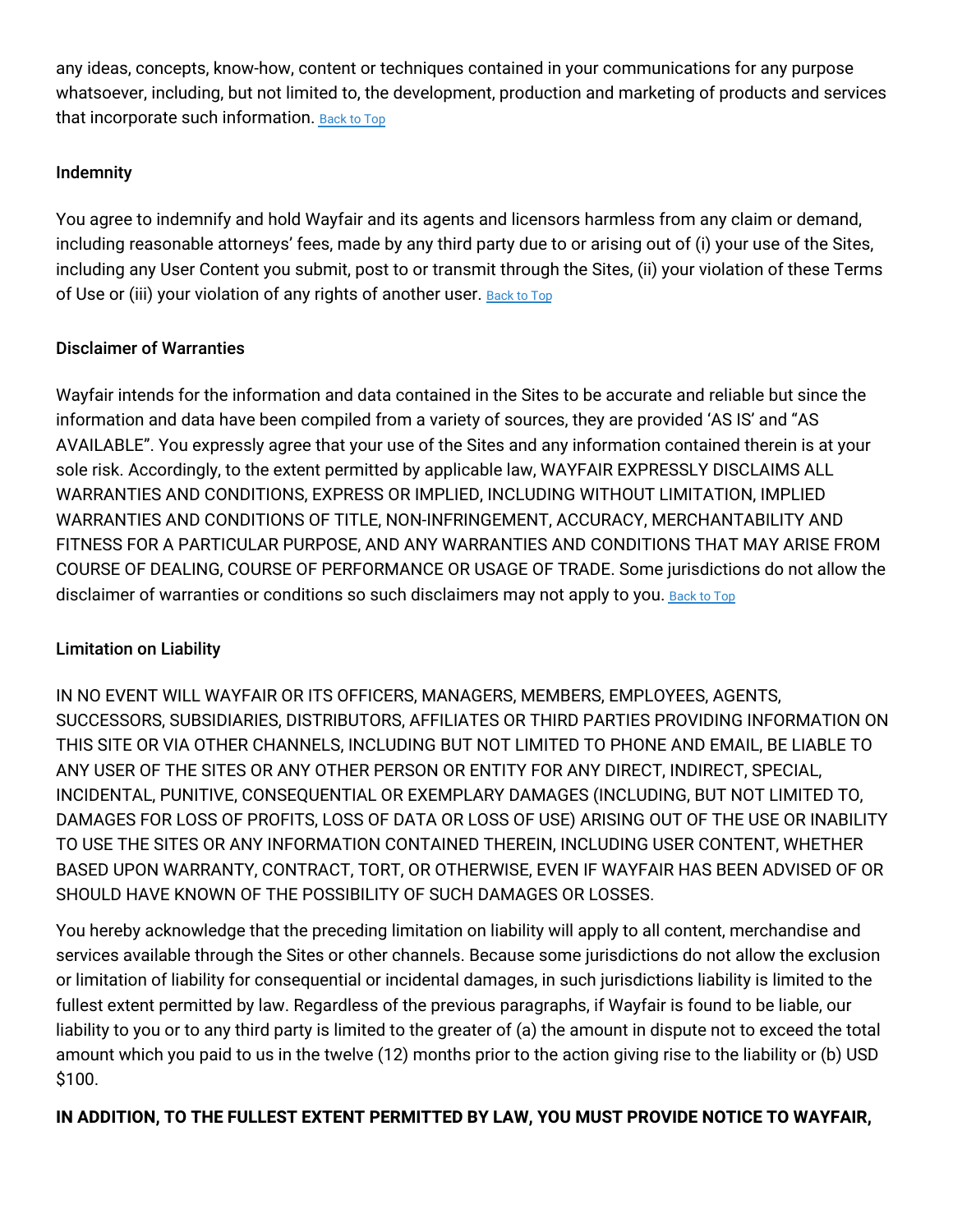any ideas, concepts, know-how, content or techniques contained in your communications for any purpose whatsoever, including, but not limited to, the development, production and marketing of products and services that incorporate such information. Back to Top

### Indemnity

You agree to indemnify and hold Wayfair and its agents and licensors harmless from any claim or demand, including reasonable attorneys' fees, made by any third party due to or arising out of (i) your use of the Sites, including any User Content you submit, post to or transmit through the Sites, (ii) your violation of these Terms of Use or (iii) your violation of any rights of another user. Back to Top

### Disclaimer of Warranties

Wayfair intends for the information and data contained in the Sites to be accurate and reliable but since the information and data have been compiled from a variety of sources, they are provided 'AS IS' and "AS AVAILABLE". You expressly agree that your use of the Sites and any information contained therein is at your sole risk. Accordingly, to the extent permitted by applicable law, WAYFAIR EXPRESSLY DISCLAIMS ALL WARRANTIES AND CONDITIONS, EXPRESS OR IMPLIED, INCLUDING WITHOUT LIMITATION, IMPLIED WARRANTIES AND CONDITIONS OF TITLE, NON-INFRINGEMENT, ACCURACY, MERCHANTABILITY AND FITNESS FOR A PARTICULAR PURPOSE, AND ANY WARRANTIES AND CONDITIONS THAT MAY ARISE FROM COURSE OF DEALING, COURSE OF PERFORMANCE OR USAGE OF TRADE. Some jurisdictions do not allow the disclaimer of warranties or conditions so such disclaimers may not apply to you. Back to Top

### Limitation on Liability

IN NO EVENT WILL WAYFAIR OR ITS OFFICERS, MANAGERS, MEMBERS, EMPLOYEES, AGENTS, SUCCESSORS, SUBSIDIARIES, DISTRIBUTORS, AFFILIATES OR THIRD PARTIES PROVIDING INFORMATION ON THIS SITE OR VIA OTHER CHANNELS, INCLUDING BUT NOT LIMITED TO PHONE AND EMAIL, BE LIABLE TO ANY USER OF THE SITES OR ANY OTHER PERSON OR ENTITY FOR ANY DIRECT, INDIRECT, SPECIAL, INCIDENTAL, PUNITIVE, CONSEQUENTIAL OR EXEMPLARY DAMAGES (INCLUDING, BUT NOT LIMITED TO, DAMAGES FOR LOSS OF PROFITS, LOSS OF DATA OR LOSS OF USE) ARISING OUT OF THE USE OR INABILITY TO USE THE SITES OR ANY INFORMATION CONTAINED THEREIN, INCLUDING USER CONTENT, WHETHER BASED UPON WARRANTY, CONTRACT, TORT, OR OTHERWISE, EVEN IF WAYFAIR HAS BEEN ADVISED OF OR SHOULD HAVE KNOWN OF THE POSSIBILITY OF SUCH DAMAGES OR LOSSES.

You hereby acknowledge that the preceding limitation on liability will apply to all content, merchandise and services available through the Sites or other channels. Because some jurisdictions do not allow the exclusion or limitation of liability for consequential or incidental damages, in such jurisdictions liability is limited to the fullest extent permitted by law. Regardless of the previous paragraphs, if Wayfair is found to be liable, our liability to you or to any third party is limited to the greater of (a) the amount in dispute not to exceed the total amount which you paid to us in the twelve (12) months prior to the action giving rise to the liability or (b) USD $100.

**IN ADDITION, TO THE FULLEST EXTENT PERMITTED BY LAW, YOU MUST PROVIDE NOTICE TO WAYFAIR,**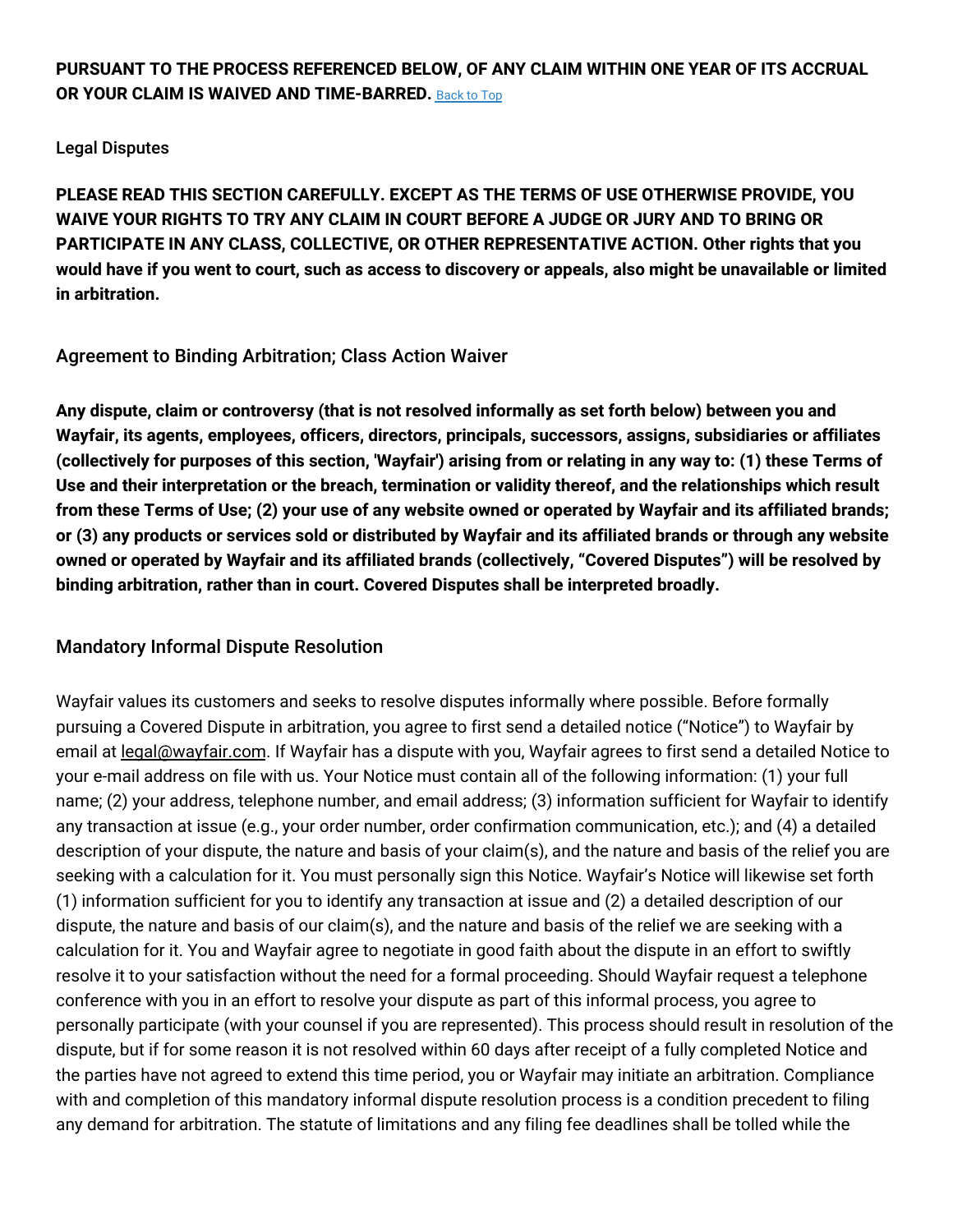**PURSUANT TO THE PROCESS REFERENCED BELOW, OF ANY CLAIM WITHIN ONE YEAR OF ITS ACCRUAL OR YOUR CLAIM IS WAIVED AND TIME-BARRED.** Back to Top

Legal Disputes

**PLEASE READ THIS SECTION CAREFULLY. EXCEPT AS THE TERMS OF USE OTHERWISE PROVIDE, YOU WAIVE YOUR RIGHTS TO TRY ANY CLAIM IN COURT BEFORE A JUDGE OR JURY AND TO BRING OR PARTICIPATE IN ANY CLASS, COLLECTIVE, OR OTHER REPRESENTATIVE ACTION. Other rights that you would have if you went to court, such as access to discovery or appeals, also might be unavailable or limited in arbitration.**

## Agreement to Binding Arbitration; Class Action Waiver

**Any dispute, claim or controversy (that is not resolved informally as set forth below) between you and Wayfair, its agents, employees, officers, directors, principals, successors, assigns, subsidiaries or affiliates (collectively for purposes of this section, 'Wayfair') arising from or relating in any way to: (1) these Terms of Use and their interpretation or the breach, termination or validity thereof, and the relationships which result from these Terms of Use; (2) your use of any website owned or operated by Wayfair and its affiliated brands; or (3) any products or services sold or distributed by Wayfair and its affiliated brands or through any website owned or operated by Wayfair and its affiliated brands (collectively, "Covered Disputes") will be resolved by binding arbitration, rather than in court. Covered Disputes shall be interpreted broadly.**

## Mandatory Informal Dispute Resolution

Wayfair values its customers and seeks to resolve disputes informally where possible. Before formally pursuing a Covered Dispute in arbitration, you agree to first send a detailed notice ("Notice") to Wayfair by email at legal@wayfair.com. If Wayfair has a dispute with you, Wayfair agrees to first send a detailed Notice to your e-mail address on file with us. Your Notice must contain all of the following information: (1) your full name; (2) your address, telephone number, and email address; (3) information sufficient for Wayfair to identify any transaction at issue (e.g., your order number, order confirmation communication, etc.); and (4) a detailed description of your dispute, the nature and basis of your claim(s), and the nature and basis of the relief you are seeking with a calculation for it. You must personally sign this Notice. Wayfair's Notice will likewise set forth (1) information sufficient for you to identify any transaction at issue and (2) a detailed description of our dispute, the nature and basis of our claim(s), and the nature and basis of the relief we are seeking with a calculation for it. You and Wayfair agree to negotiate in good faith about the dispute in an effort to swiftly resolve it to your satisfaction without the need for a formal proceeding. Should Wayfair request a telephone conference with you in an effort to resolve your dispute as part of this informal process, you agree to personally participate (with your counsel if you are represented). This process should result in resolution of the dispute, but if for some reason it is not resolved within 60 days after receipt of a fully completed Notice and the parties have not agreed to extend this time period, you or Wayfair may initiate an arbitration. Compliance with and completion of this mandatory informal dispute resolution process is a condition precedent to filing any demand for arbitration. The statute of limitations and any filing fee deadlines shall be tolled while the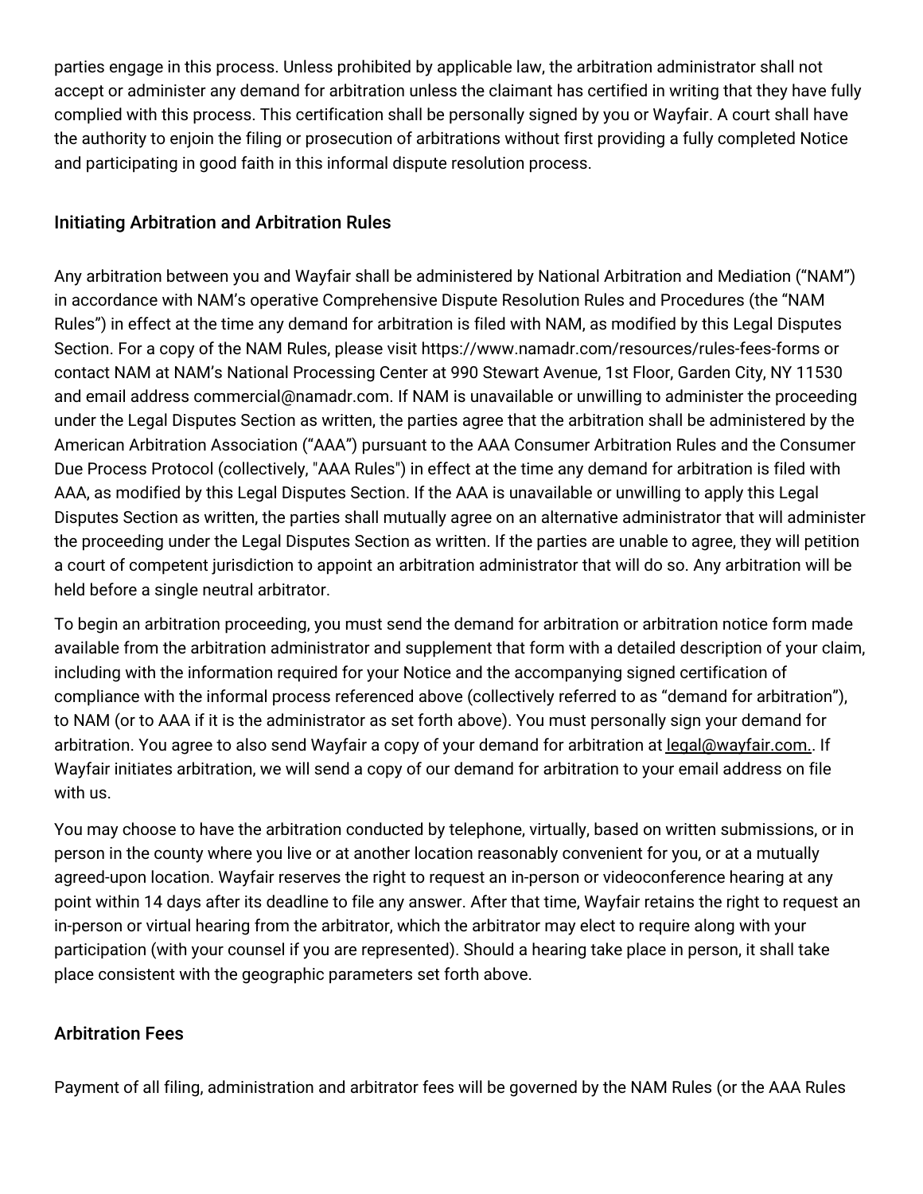parties engage in this process. Unless prohibited by applicable law, the arbitration administrator shall not accept or administer any demand for arbitration unless the claimant has certified in writing that they have fully complied with this process. This certification shall be personally signed by you or Wayfair. A court shall have the authority to enjoin the filing or prosecution of arbitrations without first providing a fully completed Notice and participating in good faith in this informal dispute resolution process.

## Initiating Arbitration and Arbitration Rules

Any arbitration between you and Wayfair shall be administered by National Arbitration and Mediation ("NAM") in accordance with NAM's operative Comprehensive Dispute Resolution Rules and Procedures (the "NAM Rules") in effect at the time any demand for arbitration is filed with NAM, as modified by this Legal Disputes Section. For a copy of the NAM Rules, please visit https://www.namadr.com/resources/rules-fees-forms or contact NAM at NAM's National Processing Center at 990 Stewart Avenue, 1st Floor, Garden City, NY 11530 and email address commercial@namadr.com. If NAM is unavailable or unwilling to administer the proceeding under the Legal Disputes Section as written, the parties agree that the arbitration shall be administered by the American Arbitration Association ("AAA") pursuant to the AAA Consumer Arbitration Rules and the Consumer Due Process Protocol (collectively, "AAA Rules") in effect at the time any demand for arbitration is filed with AAA, as modified by this Legal Disputes Section. If the AAA is unavailable or unwilling to apply this Legal Disputes Section as written, the parties shall mutually agree on an alternative administrator that will administer the proceeding under the Legal Disputes Section as written. If the parties are unable to agree, they will petition a court of competent jurisdiction to appoint an arbitration administrator that will do so. Any arbitration will be held before a single neutral arbitrator.

To begin an arbitration proceeding, you must send the demand for arbitration or arbitration notice form made available from the arbitration administrator and supplement that form with a detailed description of your claim, including with the information required for your Notice and the accompanying signed certification of compliance with the informal process referenced above (collectively referred to as "demand for arbitration"), to NAM (or to AAA if it is the administrator as set forth above). You must personally sign your demand for arbitration. You agree to also send Wayfair a copy of your demand for arbitration at legal@wayfair.com.. If Wayfair initiates arbitration, we will send a copy of our demand for arbitration to your email address on file with us.

You may choose to have the arbitration conducted by telephone, virtually, based on written submissions, or in person in the county where you live or at another location reasonably convenient for you, or at a mutually agreed-upon location. Wayfair reserves the right to request an in-person or videoconference hearing at any point within 14 days after its deadline to file any answer. After that time, Wayfair retains the right to request an in-person or virtual hearing from the arbitrator, which the arbitrator may elect to require along with your participation (with your counsel if you are represented). Should a hearing take place in person, it shall take place consistent with the geographic parameters set forth above.

## Arbitration Fees

Payment of all filing, administration and arbitrator fees will be governed by the NAM Rules (or the AAA Rules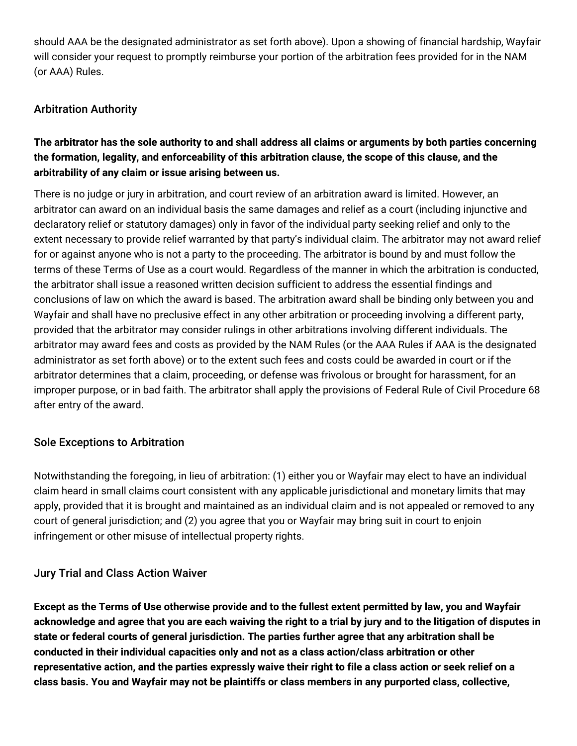should AAA be the designated administrator as set forth above). Upon a showing of financial hardship, Wayfair will consider your request to promptly reimburse your portion of the arbitration fees provided for in the NAM (or AAA) Rules.

### Arbitration Authority

**The arbitrator has the sole authority to and shall address all claims or arguments by both parties concerning the formation, legality, and enforceability of this arbitration clause, the scope of this clause, and the arbitrability of any claim or issue arising between us.**

There is no judge or jury in arbitration, and court review of an arbitration award is limited. However, an arbitrator can award on an individual basis the same damages and relief as a court (including injunctive and declaratory relief or statutory damages) only in favor of the individual party seeking relief and only to the extent necessary to provide relief warranted by that party's individual claim. The arbitrator may not award relief for or against anyone who is not a party to the proceeding. The arbitrator is bound by and must follow the terms of these Terms of Use as a court would. Regardless of the manner in which the arbitration is conducted, the arbitrator shall issue a reasoned written decision sufficient to address the essential findings and conclusions of law on which the award is based. The arbitration award shall be binding only between you and Wayfair and shall have no preclusive effect in any other arbitration or proceeding involving a different party, provided that the arbitrator may consider rulings in other arbitrations involving different individuals. The arbitrator may award fees and costs as provided by the NAM Rules (or the AAA Rules if AAA is the designated administrator as set forth above) or to the extent such fees and costs could be awarded in court or if the arbitrator determines that a claim, proceeding, or defense was frivolous or brought for harassment, for an improper purpose, or in bad faith. The arbitrator shall apply the provisions of Federal Rule of Civil Procedure 68 after entry of the award.

### Sole Exceptions to Arbitration

Notwithstanding the foregoing, in lieu of arbitration: (1) either you or Wayfair may elect to have an individual claim heard in small claims court consistent with any applicable jurisdictional and monetary limits that may apply, provided that it is brought and maintained as an individual claim and is not appealed or removed to any court of general jurisdiction; and (2) you agree that you or Wayfair may bring suit in court to enjoin infringement or other misuse of intellectual property rights.

### Jury Trial and Class Action Waiver

**Except as the Terms of Use otherwise provide and to the fullest extent permitted by law, you and Wayfair acknowledge and agree that you are each waiving the right to a trial by jury and to the litigation of disputes in state or federal courts of general jurisdiction. The parties further agree that any arbitration shall be conducted in their individual capacities only and not as a class action/class arbitration or other representative action, and the parties expressly waive their right to file a class action or seek relief on a class basis. You and Wayfair may not be plaintiffs or class members in any purported class, collective,**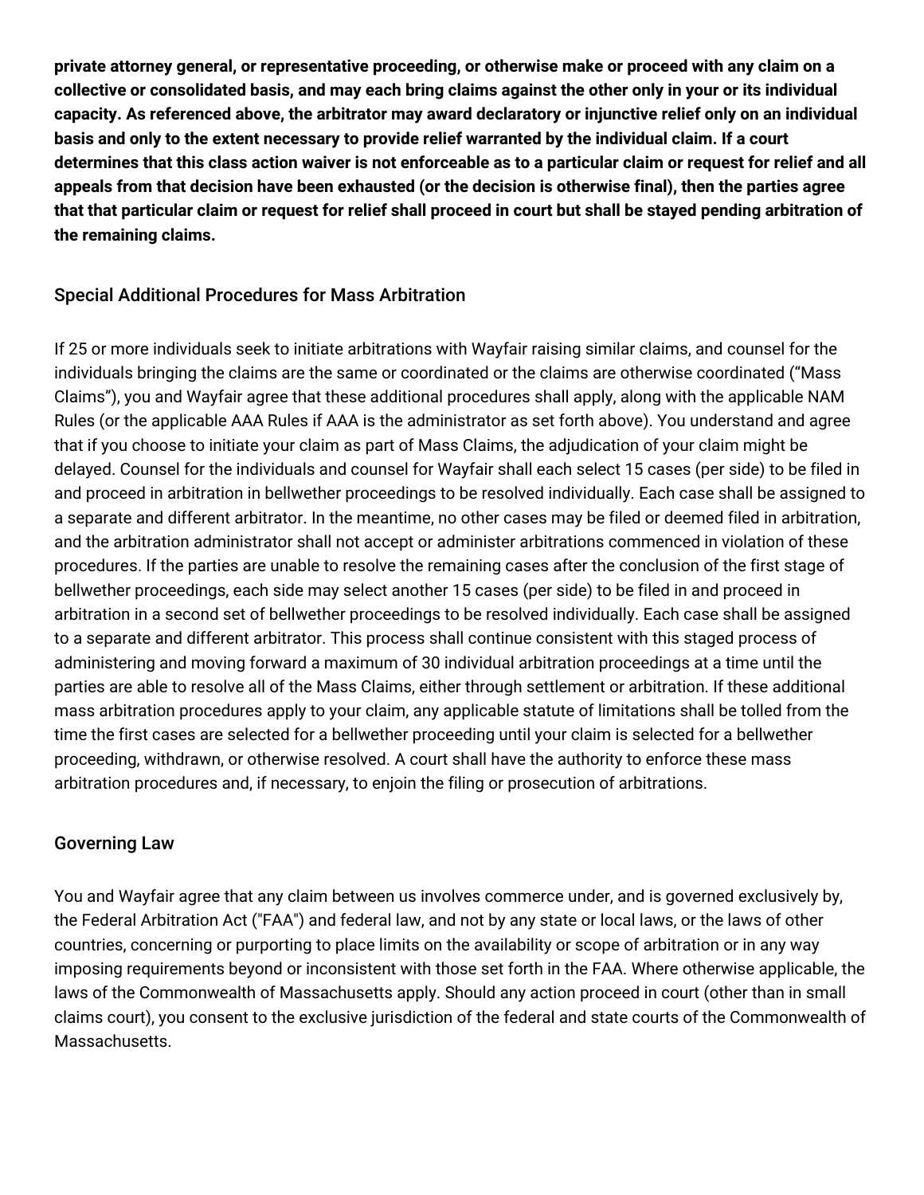**private attorney general, or representative proceeding, or otherwise make or proceed with any claim on a collective or consolidated basis, and may each bring claims against the other only in your or its individual capacity. As referenced above, the arbitrator may award declaratory or injunctive relief only on an individual basis and only to the extent necessary to provide relief warranted by the individual claim. If a court determines that this class action waiver is not enforceable as to a particular claim or request for relief and all appeals from that decision have been exhausted (or the decision is otherwise final), then the parties agree that that particular claim or request for relief shall proceed in court but shall be stayed pending arbitration of the remaining claims.**

## Special Additional Procedures for Mass Arbitration

If 25 or more individuals seek to initiate arbitrations with Wayfair raising similar claims, and counsel for the individuals bringing the claims are the same or coordinated or the claims are otherwise coordinated ("Mass Claims"), you and Wayfair agree that these additional procedures shall apply, along with the applicable NAM Rules (or the applicable AAA Rules if AAA is the administrator as set forth above). You understand and agree that if you choose to initiate your claim as part of Mass Claims, the adjudication of your claim might be delayed. Counsel for the individuals and counsel for Wayfair shall each select 15 cases (per side) to be filed in and proceed in arbitration in bellwether proceedings to be resolved individually. Each case shall be assigned to a separate and different arbitrator. In the meantime, no other cases may be filed or deemed filed in arbitration, and the arbitration administrator shall not accept or administer arbitrations commenced in violation of these procedures. If the parties are unable to resolve the remaining cases after the conclusion of the first stage of bellwether proceedings, each side may select another 15 cases (per side) to be filed in and proceed in arbitration in a second set of bellwether proceedings to be resolved individually. Each case shall be assigned to a separate and different arbitrator. This process shall continue consistent with this staged process of administering and moving forward a maximum of 30 individual arbitration proceedings at a time until the parties are able to resolve all of the Mass Claims, either through settlement or arbitration. If these additional mass arbitration procedures apply to your claim, any applicable statute of limitations shall be tolled from the time the first cases are selected for a bellwether proceeding until your claim is selected for a bellwether proceeding, withdrawn, or otherwise resolved. A court shall have the authority to enforce these mass arbitration procedures and, if necessary, to enjoin the filing or prosecution of arbitrations.

## Governing Law

You and Wayfair agree that any claim between us involves commerce under, and is governed exclusively by, the Federal Arbitration Act ("FAA") and federal law, and not by any state or local laws, or the laws of other countries, concerning or purporting to place limits on the availability or scope of arbitration or in any way imposing requirements beyond or inconsistent with those set forth in the FAA. Where otherwise applicable, the laws of the Commonwealth of Massachusetts apply. Should any action proceed in court (other than in small claims court), you consent to the exclusive jurisdiction of the federal and state courts of the Commonwealth of Massachusetts.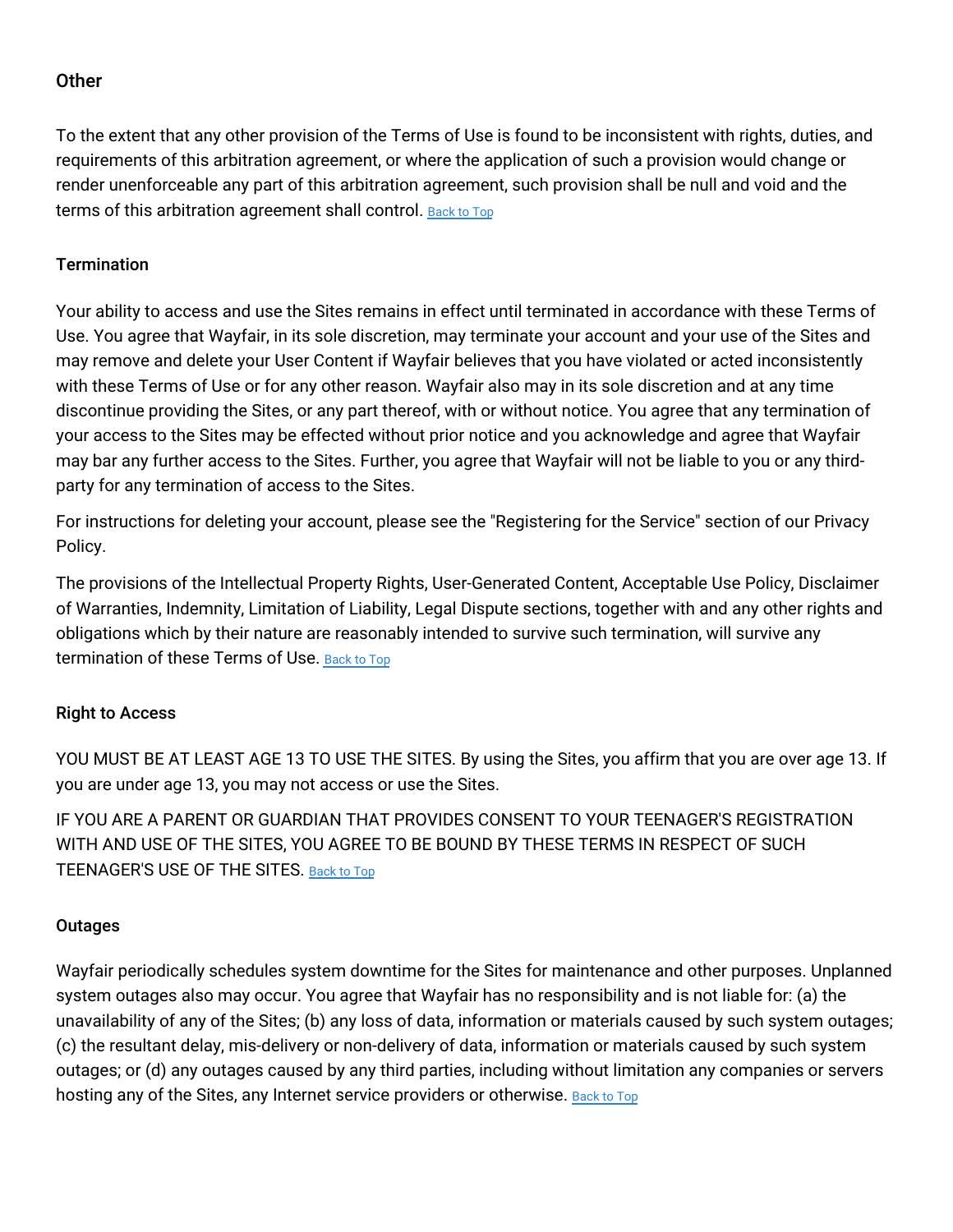### Other

To the extent that any other provision of the Terms of Use is found to be inconsistent with rights, duties, and requirements of this arbitration agreement, or where the application of such a provision would change or render unenforceable any part of this arbitration agreement, such provision shall be null and void and the terms of this arbitration agreement shall control. Back to Top

### Termination

Your ability to access and use the Sites remains in effect until terminated in accordance with these Terms of Use. You agree that Wayfair, in its sole discretion, may terminate your account and your use of the Sites and may remove and delete your User Content if Wayfair believes that you have violated or acted inconsistently with these Terms of Use or for any other reason. Wayfair also may in its sole discretion and at any time discontinue providing the Sites, or any part thereof, with or without notice. You agree that any termination of your access to the Sites may be effected without prior notice and you acknowledge and agree that Wayfair may bar any further access to the Sites. Further, you agree that Wayfair will not be liable to you or any third-party for any termination of access to the Sites.

For instructions for deleting your account, please see the "Registering for the Service" section of our Privacy Policy.

The provisions of the Intellectual Property Rights, User-Generated Content, Acceptable Use Policy, Disclaimer of Warranties, Indemnity, Limitation of Liability, Legal Dispute sections, together with and any other rights and obligations which by their nature are reasonably intended to survive such termination, will survive any termination of these Terms of Use. Back to Top

### Right to Access

YOU MUST BE AT LEAST AGE 13 TO USE THE SITES. By using the Sites, you affirm that you are over age 13. If you are under age 13, you may not access or use the Sites.

IF YOU ARE A PARENT OR GUARDIAN THAT PROVIDES CONSENT TO YOUR TEENAGER'S REGISTRATION WITH AND USE OF THE SITES, YOU AGREE TO BE BOUND BY THESE TERMS IN RESPECT OF SUCH TEENAGER'S USE OF THE SITES. Back to Top

### Outages

Wayfair periodically schedules system downtime for the Sites for maintenance and other purposes. Unplanned system outages also may occur. You agree that Wayfair has no responsibility and is not liable for: (a) the unavailability of any of the Sites; (b) any loss of data, information or materials caused by such system outages; (c) the resultant delay, mis-delivery or non-delivery of data, information or materials caused by such system outages; or (d) any outages caused by any third parties, including without limitation any companies or servers hosting any of the Sites, any Internet service providers or otherwise. Back to Top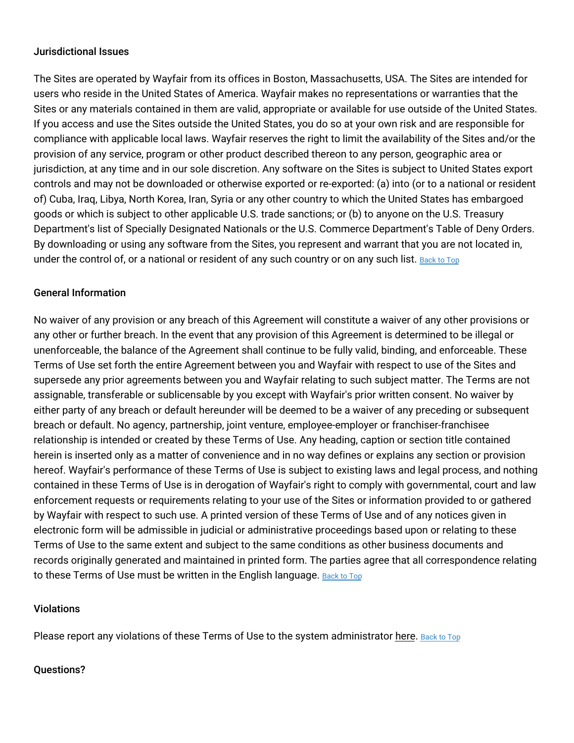### Jurisdictional Issues

The Sites are operated by Wayfair from its offices in Boston, Massachusetts, USA. The Sites are intended for users who reside in the United States of America. Wayfair makes no representations or warranties that the Sites or any materials contained in them are valid, appropriate or available for use outside of the United States. If you access and use the Sites outside the United States, you do so at your own risk and are responsible for compliance with applicable local laws. Wayfair reserves the right to limit the availability of the Sites and/or the provision of any service, program or other product described thereon to any person, geographic area or jurisdiction, at any time and in our sole discretion. Any software on the Sites is subject to United States export controls and may not be downloaded or otherwise exported or re-exported: (a) into (or to a national or resident of) Cuba, Iraq, Libya, North Korea, Iran, Syria or any other country to which the United States has embargoed goods or which is subject to other applicable U.S. trade sanctions; or (b) to anyone on the U.S. Treasury Department's list of Specially Designated Nationals or the U.S. Commerce Department's Table of Deny Orders. By downloading or using any software from the Sites, you represent and warrant that you are not located in, under the control of, or a national or resident of any such country or on any such list. Back to Top

### General Information

No waiver of any provision or any breach of this Agreement will constitute a waiver of any other provisions or any other or further breach. In the event that any provision of this Agreement is determined to be illegal or unenforceable, the balance of the Agreement shall continue to be fully valid, binding, and enforceable. These Terms of Use set forth the entire Agreement between you and Wayfair with respect to use of the Sites and supersede any prior agreements between you and Wayfair relating to such subject matter. The Terms are not assignable, transferable or sublicensable by you except with Wayfair's prior written consent. No waiver by either party of any breach or default hereunder will be deemed to be a waiver of any preceding or subsequent breach or default. No agency, partnership, joint venture, employee-employer or franchiser-franchisee relationship is intended or created by these Terms of Use. Any heading, caption or section title contained herein is inserted only as a matter of convenience and in no way defines or explains any section or provision hereof. Wayfair's performance of these Terms of Use is subject to existing laws and legal process, and nothing contained in these Terms of Use is in derogation of Wayfair's right to comply with governmental, court and law enforcement requests or requirements relating to your use of the Sites or information provided to or gathered by Wayfair with respect to such use. A printed version of these Terms of Use and of any notices given in electronic form will be admissible in judicial or administrative proceedings based upon or relating to these Terms of Use to the same extent and subject to the same conditions as other business documents and records originally generated and maintained in printed form. The parties agree that all correspondence relating to these Terms of Use must be written in the English language. Back to Top

### Violations

Please report any violations of these Terms of Use to the system administrator here. Back to Top

### Questions?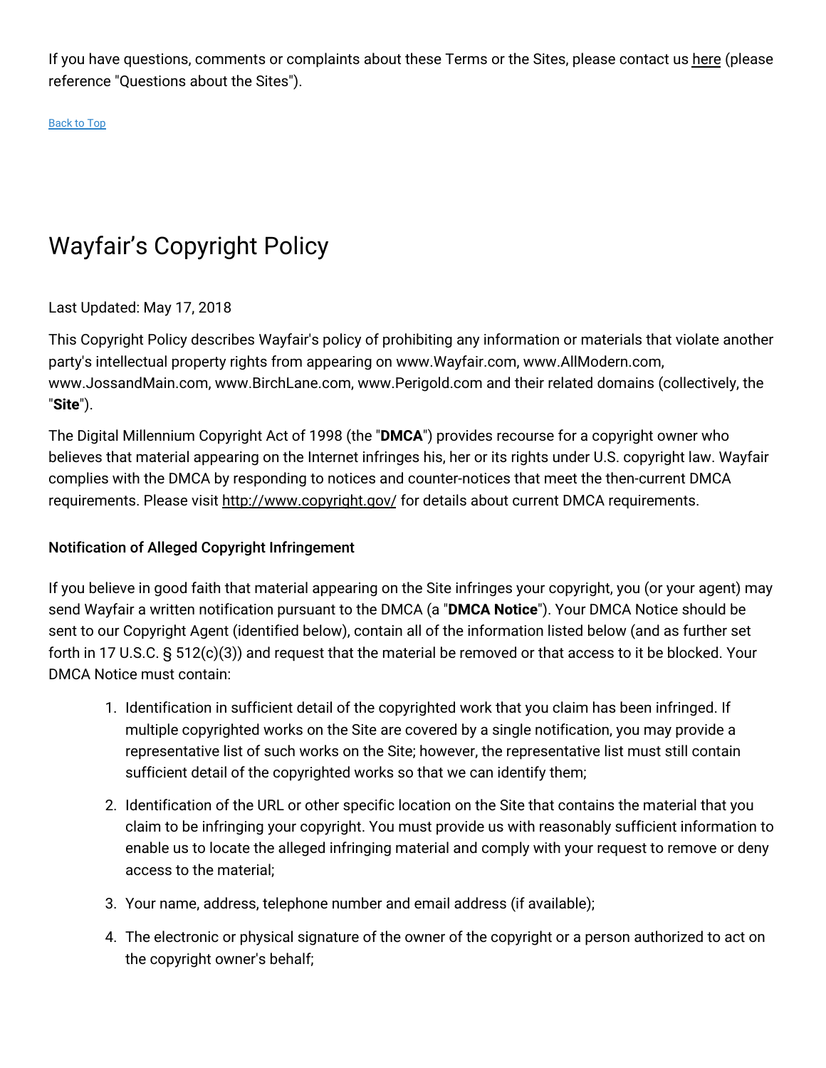If you have questions, comments or complaints about these Terms or the Sites, please contact us here (please reference "Questions about the Sites").

Back to Top

# Wayfair's Copyright Policy

Last Updated: May 17, 2018

This Copyright Policy describes Wayfair's policy of prohibiting any information or materials that violate another party's intellectual property rights from appearing on www.Wayfair.com, www.AllModern.com, www.JossandMain.com, www.BirchLane.com, www.Perigold.com and their related domains (collectively, the "**Site**").

The Digital Millennium Copyright Act of 1998 (the "**DMCA**") provides recourse for a copyright owner who believes that material appearing on the Internet infringes his, her or its rights under U.S. copyright law. Wayfair complies with the DMCA by responding to notices and counter-notices that meet the then-current DMCA requirements. Please visit http://www.copyright.gov/ for details about current DMCA requirements.

### Notification of Alleged Copyright Infringement

If you believe in good faith that material appearing on the Site infringes your copyright, you (or your agent) may send Wayfair a written notification pursuant to the DMCA (a "**DMCA Notice**"). Your DMCA Notice should be sent to our Copyright Agent (identified below), contain all of the information listed below (and as further set forth in 17 U.S.C. § 512(c)(3)) and request that the material be removed or that access to it be blocked. Your DMCA Notice must contain:

1. Identification in sufficient detail of the copyrighted work that you claim has been infringed. If multiple copyrighted works on the Site are covered by a single notification, you may provide a representative list of such works on the Site; however, the representative list must still contain sufficient detail of the copyrighted works so that we can identify them;
2. Identification of the URL or other specific location on the Site that contains the material that you claim to be infringing your copyright. You must provide us with reasonably sufficient information to enable us to locate the alleged infringing material and comply with your request to remove or deny access to the material;
3. Your name, address, telephone number and email address (if available);
4. The electronic or physical signature of the owner of the copyright or a person authorized to act on the copyright owner's behalf;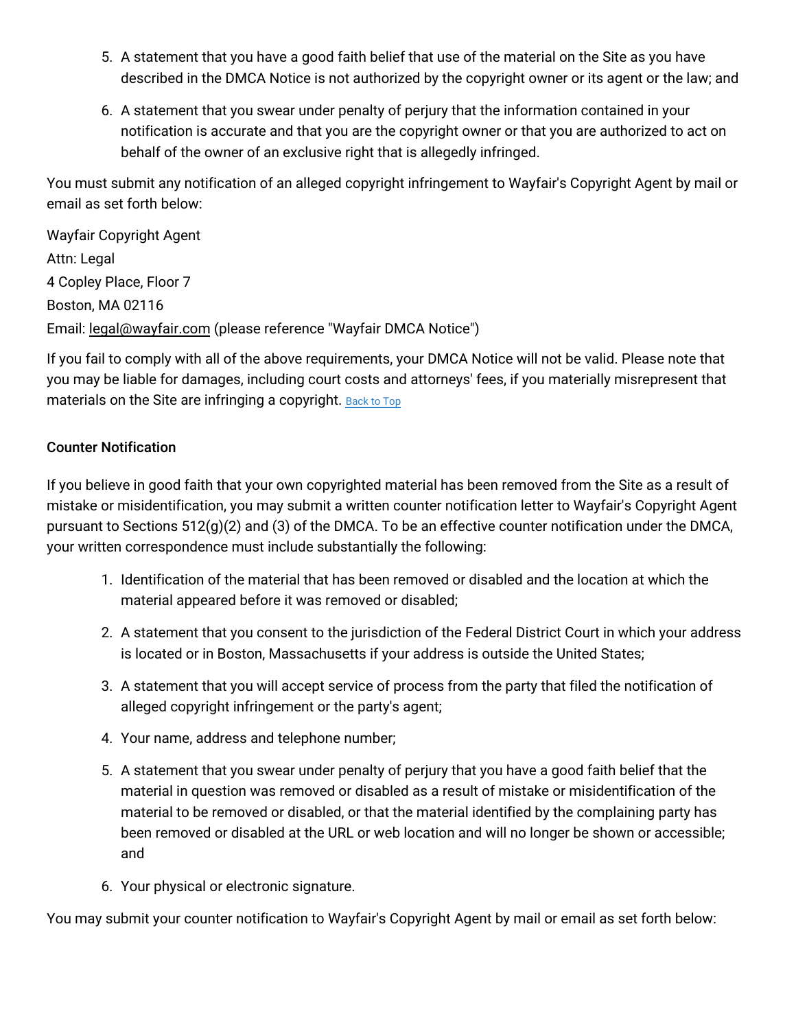5. A statement that you have a good faith belief that use of the material on the Site as you have described in the DMCA Notice is not authorized by the copyright owner or its agent or the law; and

6. A statement that you swear under penalty of perjury that the information contained in your notification is accurate and that you are the copyright owner or that you are authorized to act on behalf of the owner of an exclusive right that is allegedly infringed.

You must submit any notification of an alleged copyright infringement to Wayfair's Copyright Agent by mail or email as set forth below:

Wayfair Copyright Agent
Attn: Legal
4 Copley Place, Floor 7
Boston, MA 02116
Email: legal@wayfair.com (please reference "Wayfair DMCA Notice")

If you fail to comply with all of the above requirements, your DMCA Notice will not be valid. Please note that you may be liable for damages, including court costs and attorneys' fees, if you materially misrepresent that materials on the Site are infringing a copyright. Back to Top

**Counter Notification**

If you believe in good faith that your own copyrighted material has been removed from the Site as a result of mistake or misidentification, you may submit a written counter notification letter to Wayfair's Copyright Agent pursuant to Sections 512(g)(2) and (3) of the DMCA. To be an effective counter notification under the DMCA, your written correspondence must include substantially the following:

1. Identification of the material that has been removed or disabled and the location at which the material appeared before it was removed or disabled;

2. A statement that you consent to the jurisdiction of the Federal District Court in which your address is located or in Boston, Massachusetts if your address is outside the United States;

3. A statement that you will accept service of process from the party that filed the notification of alleged copyright infringement or the party's agent;

4. Your name, address and telephone number;

5. A statement that you swear under penalty of perjury that you have a good faith belief that the material in question was removed or disabled as a result of mistake or misidentification of the material to be removed or disabled, or that the material identified by the complaining party has been removed or disabled at the URL or web location and will no longer be shown or accessible; and

6. Your physical or electronic signature.

You may submit your counter notification to Wayfair's Copyright Agent by mail or email as set forth below: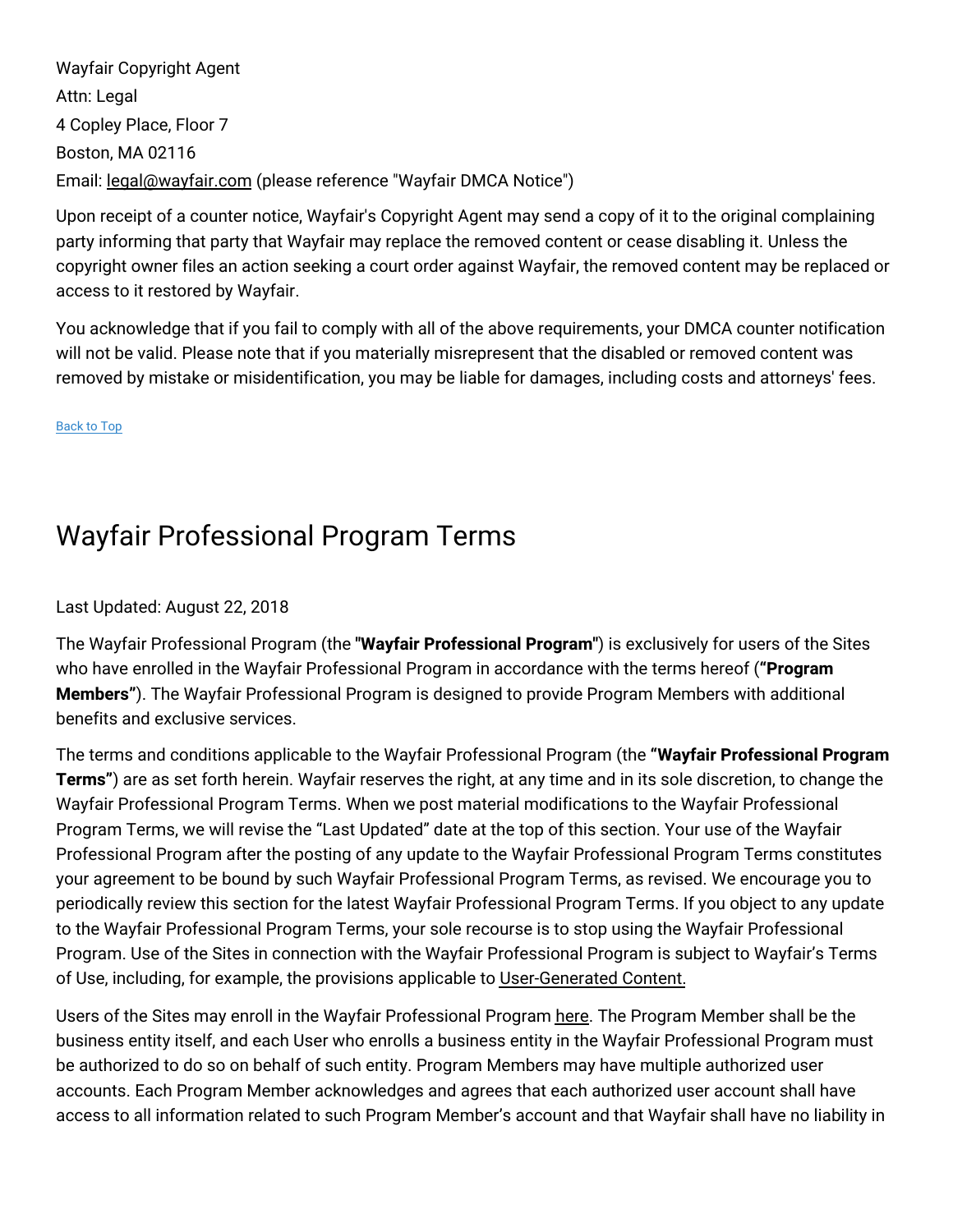Wayfair Copyright Agent

Attn: Legal

4 Copley Place, Floor 7

Boston, MA 02116

Email: legal@wayfair.com (please reference "Wayfair DMCA Notice")

Upon receipt of a counter notice, Wayfair's Copyright Agent may send a copy of it to the original complaining party informing that party that Wayfair may replace the removed content or cease disabling it. Unless the copyright owner files an action seeking a court order against Wayfair, the removed content may be replaced or access to it restored by Wayfair.

You acknowledge that if you fail to comply with all of the above requirements, your DMCA counter notification will not be valid. Please note that if you materially misrepresent that the disabled or removed content was removed by mistake or misidentification, you may be liable for damages, including costs and attorneys' fees.

Back to Top

# Wayfair Professional Program Terms

Last Updated: August 22, 2018

The Wayfair Professional Program (the "**Wayfair Professional Program**") is exclusively for users of the Sites who have enrolled in the Wayfair Professional Program in accordance with the terms hereof (**"Program Members"**). The Wayfair Professional Program is designed to provide Program Members with additional benefits and exclusive services.

The terms and conditions applicable to the Wayfair Professional Program (the **"Wayfair Professional Program Terms"**) are as set forth herein. Wayfair reserves the right, at any time and in its sole discretion, to change the Wayfair Professional Program Terms. When we post material modifications to the Wayfair Professional Program Terms, we will revise the "Last Updated" date at the top of this section. Your use of the Wayfair Professional Program after the posting of any update to the Wayfair Professional Program Terms constitutes your agreement to be bound by such Wayfair Professional Program Terms, as revised. We encourage you to periodically review this section for the latest Wayfair Professional Program Terms. If you object to any update to the Wayfair Professional Program Terms, your sole recourse is to stop using the Wayfair Professional Program. Use of the Sites in connection with the Wayfair Professional Program is subject to Wayfair's Terms of Use, including, for example, the provisions applicable to User-Generated Content.

Users of the Sites may enroll in the Wayfair Professional Program here. The Program Member shall be the business entity itself, and each User who enrolls a business entity in the Wayfair Professional Program must be authorized to do so on behalf of such entity. Program Members may have multiple authorized user accounts. Each Program Member acknowledges and agrees that each authorized user account shall have access to all information related to such Program Member's account and that Wayfair shall have no liability in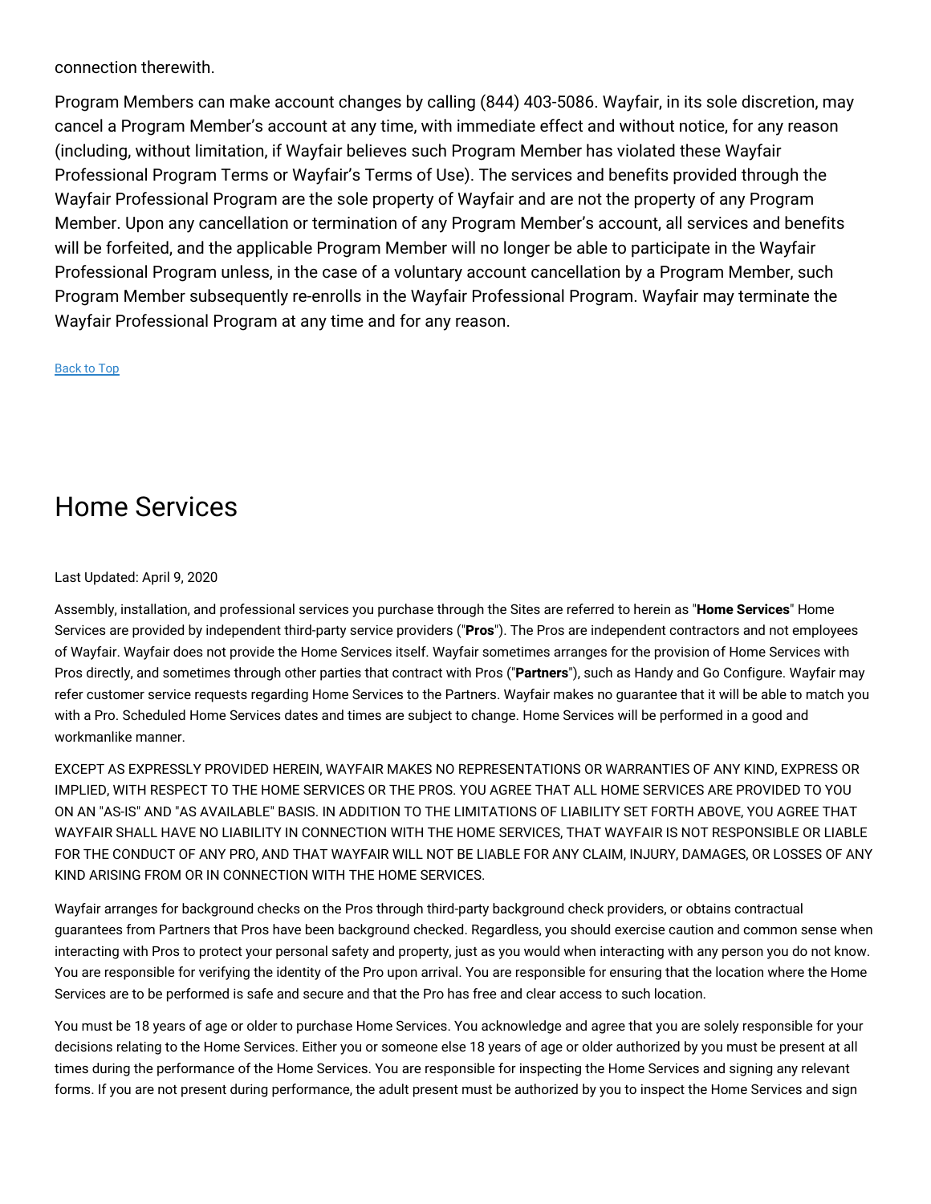connection therewith.

Program Members can make account changes by calling (844) 403-5086. Wayfair, in its sole discretion, may cancel a Program Member's account at any time, with immediate effect and without notice, for any reason (including, without limitation, if Wayfair believes such Program Member has violated these Wayfair Professional Program Terms or Wayfair's Terms of Use). The services and benefits provided through the Wayfair Professional Program are the sole property of Wayfair and are not the property of any Program Member. Upon any cancellation or termination of any Program Member's account, all services and benefits will be forfeited, and the applicable Program Member will no longer be able to participate in the Wayfair Professional Program unless, in the case of a voluntary account cancellation by a Program Member, such Program Member subsequently re-enrolls in the Wayfair Professional Program. Wayfair may terminate the Wayfair Professional Program at any time and for any reason.

Back to Top

# Home Services

Last Updated: April 9, 2020

Assembly, installation, and professional services you purchase through the Sites are referred to herein as "**Home Services**" Home Services are provided by independent third-party service providers ("**Pros**"). The Pros are independent contractors and not employees of Wayfair. Wayfair does not provide the Home Services itself. Wayfair sometimes arranges for the provision of Home Services with Pros directly, and sometimes through other parties that contract with Pros ("**Partners**"), such as Handy and Go Configure. Wayfair may refer customer service requests regarding Home Services to the Partners. Wayfair makes no guarantee that it will be able to match you with a Pro. Scheduled Home Services dates and times are subject to change. Home Services will be performed in a good and workmanlike manner.

EXCEPT AS EXPRESSLY PROVIDED HEREIN, WAYFAIR MAKES NO REPRESENTATIONS OR WARRANTIES OF ANY KIND, EXPRESS OR IMPLIED, WITH RESPECT TO THE HOME SERVICES OR THE PROS. YOU AGREE THAT ALL HOME SERVICES ARE PROVIDED TO YOU ON AN "AS-IS" AND "AS AVAILABLE" BASIS. IN ADDITION TO THE LIMITATIONS OF LIABILITY SET FORTH ABOVE, YOU AGREE THAT WAYFAIR SHALL HAVE NO LIABILITY IN CONNECTION WITH THE HOME SERVICES, THAT WAYFAIR IS NOT RESPONSIBLE OR LIABLE FOR THE CONDUCT OF ANY PRO, AND THAT WAYFAIR WILL NOT BE LIABLE FOR ANY CLAIM, INJURY, DAMAGES, OR LOSSES OF ANY KIND ARISING FROM OR IN CONNECTION WITH THE HOME SERVICES.

Wayfair arranges for background checks on the Pros through third-party background check providers, or obtains contractual guarantees from Partners that Pros have been background checked. Regardless, you should exercise caution and common sense when interacting with Pros to protect your personal safety and property, just as you would when interacting with any person you do not know. You are responsible for verifying the identity of the Pro upon arrival. You are responsible for ensuring that the location where the Home Services are to be performed is safe and secure and that the Pro has free and clear access to such location.

You must be 18 years of age or older to purchase Home Services. You acknowledge and agree that you are solely responsible for your decisions relating to the Home Services. Either you or someone else 18 years of age or older authorized by you must be present at all times during the performance of the Home Services. You are responsible for inspecting the Home Services and signing any relevant forms. If you are not present during performance, the adult present must be authorized by you to inspect the Home Services and sign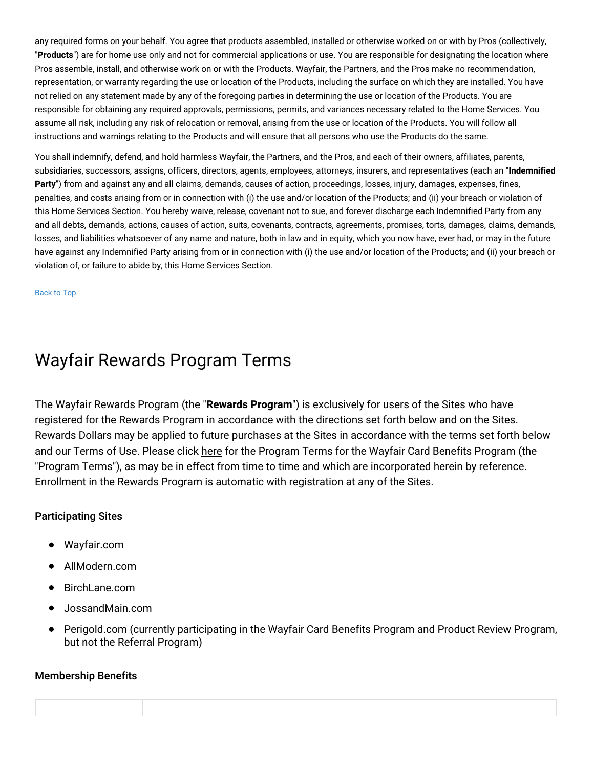any required forms on your behalf. You agree that products assembled, installed or otherwise worked on or with by Pros (collectively, "**Products**") are for home use only and not for commercial applications or use. You are responsible for designating the location where Pros assemble, install, and otherwise work on or with the Products. Wayfair, the Partners, and the Pros make no recommendation, representation, or warranty regarding the use or location of the Products, including the surface on which they are installed. You have not relied on any statement made by any of the foregoing parties in determining the use or location of the Products. You are responsible for obtaining any required approvals, permissions, permits, and variances necessary related to the Home Services. You assume all risk, including any risk of relocation or removal, arising from the use or location of the Products. You will follow all instructions and warnings relating to the Products and will ensure that all persons who use the Products do the same.

You shall indemnify, defend, and hold harmless Wayfair, the Partners, and the Pros, and each of their owners, affiliates, parents, subsidiaries, successors, assigns, officers, directors, agents, employees, attorneys, insurers, and representatives (each an "**Indemnified Party**") from and against any and all claims, demands, causes of action, proceedings, losses, injury, damages, expenses, fines, penalties, and costs arising from or in connection with (i) the use and/or location of the Products; and (ii) your breach or violation of this Home Services Section. You hereby waive, release, covenant not to sue, and forever discharge each Indemnified Party from any and all debts, demands, actions, causes of action, suits, covenants, contracts, agreements, promises, torts, damages, claims, demands, losses, and liabilities whatsoever of any name and nature, both in law and in equity, which you now have, ever had, or may in the future have against any Indemnified Party arising from or in connection with (i) the use and/or location of the Products; and (ii) your breach or violation of, or failure to abide by, this Home Services Section.

Back to Top

# Wayfair Rewards Program Terms

The Wayfair Rewards Program (the "**Rewards Program**") is exclusively for users of the Sites who have registered for the Rewards Program in accordance with the directions set forth below and on the Sites. Rewards Dollars may be applied to future purchases at the Sites in accordance with the terms set forth below and our Terms of Use. Please click here for the Program Terms for the Wayfair Card Benefits Program (the "Program Terms"), as may be in effect from time to time and which are incorporated herein by reference. Enrollment in the Rewards Program is automatic with registration at any of the Sites.

### Participating Sites

- Wayfair.com
- AllModern.com
- BirchLane.com
- JossandMain.com
- Perigold.com (currently participating in the Wayfair Card Benefits Program and Product Review Program, but not the Referral Program)

### Membership Benefits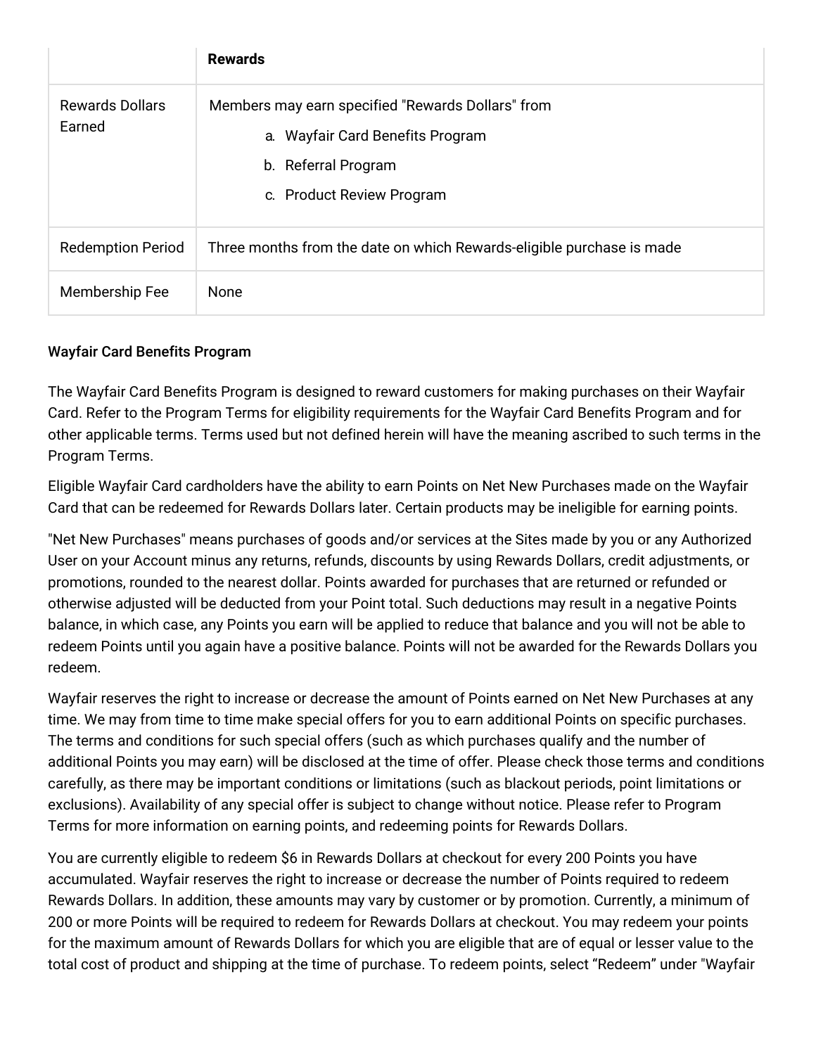| | **Rewards** |
|---|---|
| Rewards Dollars Earned | Members may earn specified "Rewards Dollars" from<br>a. Wayfair Card Benefits Program<br>b. Referral Program<br>c. Product Review Program |
| Redemption Period | Three months from the date on which Rewards-eligible purchase is made |
| Membership Fee | None |

### Wayfair Card Benefits Program

The Wayfair Card Benefits Program is designed to reward customers for making purchases on their Wayfair Card. Refer to the Program Terms for eligibility requirements for the Wayfair Card Benefits Program and for other applicable terms. Terms used but not defined herein will have the meaning ascribed to such terms in the Program Terms.

Eligible Wayfair Card cardholders have the ability to earn Points on Net New Purchases made on the Wayfair Card that can be redeemed for Rewards Dollars later. Certain products may be ineligible for earning points.

"Net New Purchases" means purchases of goods and/or services at the Sites made by you or any Authorized User on your Account minus any returns, refunds, discounts by using Rewards Dollars, credit adjustments, or promotions, rounded to the nearest dollar. Points awarded for purchases that are returned or refunded or otherwise adjusted will be deducted from your Point total. Such deductions may result in a negative Points balance, in which case, any Points you earn will be applied to reduce that balance and you will not be able to redeem Points until you again have a positive balance. Points will not be awarded for the Rewards Dollars you redeem.

Wayfair reserves the right to increase or decrease the amount of Points earned on Net New Purchases at any time. We may from time to time make special offers for you to earn additional Points on specific purchases. The terms and conditions for such special offers (such as which purchases qualify and the number of additional Points you may earn) will be disclosed at the time of offer. Please check those terms and conditions carefully, as there may be important conditions or limitations (such as blackout periods, point limitations or exclusions). Availability of any special offer is subject to change without notice. Please refer to Program Terms for more information on earning points, and redeeming points for Rewards Dollars.

You are currently eligible to redeem $6 in Rewards Dollars at checkout for every 200 Points you have accumulated. Wayfair reserves the right to increase or decrease the number of Points required to redeem Rewards Dollars. In addition, these amounts may vary by customer or by promotion. Currently, a minimum of 200 or more Points will be required to redeem for Rewards Dollars at checkout. You may redeem your points for the maximum amount of Rewards Dollars for which you are eligible that are of equal or lesser value to the total cost of product and shipping at the time of purchase. To redeem points, select “Redeem” under "Wayfair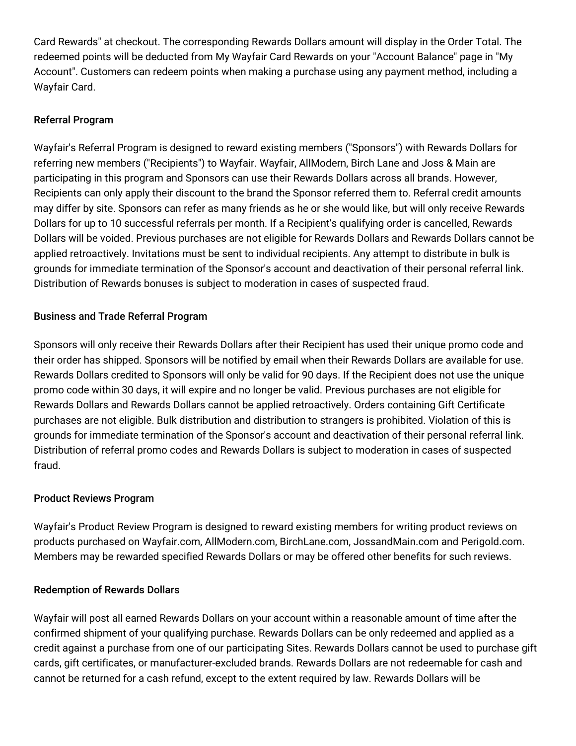Card Rewards" at checkout. The corresponding Rewards Dollars amount will display in the Order Total. The redeemed points will be deducted from My Wayfair Card Rewards on your "Account Balance" page in "My Account". Customers can redeem points when making a purchase using any payment method, including a Wayfair Card.

### Referral Program

Wayfair's Referral Program is designed to reward existing members ("Sponsors") with Rewards Dollars for referring new members ("Recipients") to Wayfair. Wayfair, AllModern, Birch Lane and Joss & Main are participating in this program and Sponsors can use their Rewards Dollars across all brands. However, Recipients can only apply their discount to the brand the Sponsor referred them to. Referral credit amounts may differ by site. Sponsors can refer as many friends as he or she would like, but will only receive Rewards Dollars for up to 10 successful referrals per month. If a Recipient's qualifying order is cancelled, Rewards Dollars will be voided. Previous purchases are not eligible for Rewards Dollars and Rewards Dollars cannot be applied retroactively. Invitations must be sent to individual recipients. Any attempt to distribute in bulk is grounds for immediate termination of the Sponsor's account and deactivation of their personal referral link. Distribution of Rewards bonuses is subject to moderation in cases of suspected fraud.

### Business and Trade Referral Program

Sponsors will only receive their Rewards Dollars after their Recipient has used their unique promo code and their order has shipped. Sponsors will be notified by email when their Rewards Dollars are available for use. Rewards Dollars credited to Sponsors will only be valid for 90 days. If the Recipient does not use the unique promo code within 30 days, it will expire and no longer be valid. Previous purchases are not eligible for Rewards Dollars and Rewards Dollars cannot be applied retroactively. Orders containing Gift Certificate purchases are not eligible. Bulk distribution and distribution to strangers is prohibited. Violation of this is grounds for immediate termination of the Sponsor's account and deactivation of their personal referral link. Distribution of referral promo codes and Rewards Dollars is subject to moderation in cases of suspected fraud.

### Product Reviews Program

Wayfair's Product Review Program is designed to reward existing members for writing product reviews on products purchased on Wayfair.com, AllModern.com, BirchLane.com, JossandMain.com and Perigold.com. Members may be rewarded specified Rewards Dollars or may be offered other benefits for such reviews.

### Redemption of Rewards Dollars

Wayfair will post all earned Rewards Dollars on your account within a reasonable amount of time after the confirmed shipment of your qualifying purchase. Rewards Dollars can be only redeemed and applied as a credit against a purchase from one of our participating Sites. Rewards Dollars cannot be used to purchase gift cards, gift certificates, or manufacturer-excluded brands. Rewards Dollars are not redeemable for cash and cannot be returned for a cash refund, except to the extent required by law. Rewards Dollars will be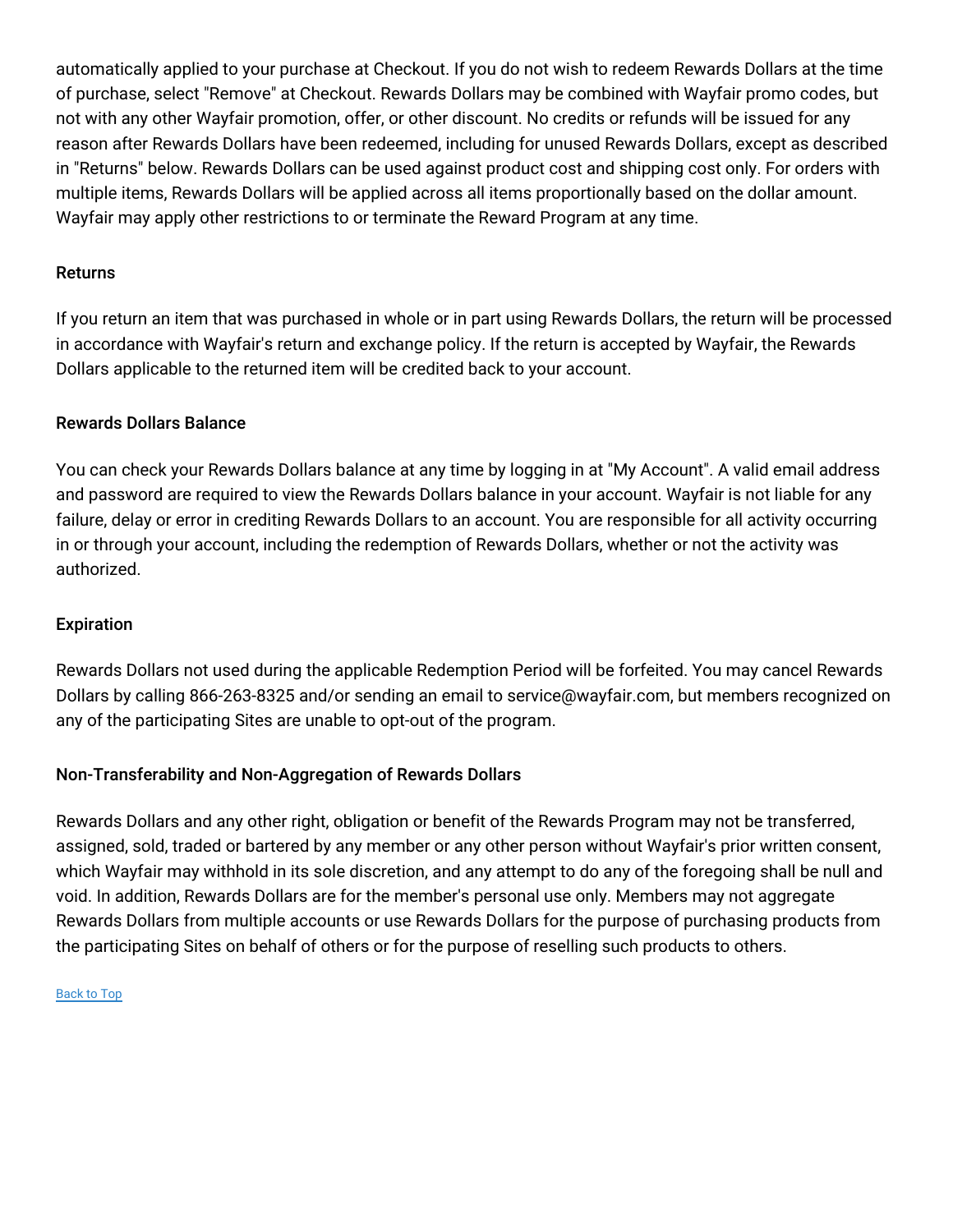automatically applied to your purchase at Checkout. If you do not wish to redeem Rewards Dollars at the time of purchase, select "Remove" at Checkout. Rewards Dollars may be combined with Wayfair promo codes, but not with any other Wayfair promotion, offer, or other discount. No credits or refunds will be issued for any reason after Rewards Dollars have been redeemed, including for unused Rewards Dollars, except as described in "Returns" below. Rewards Dollars can be used against product cost and shipping cost only. For orders with multiple items, Rewards Dollars will be applied across all items proportionally based on the dollar amount. Wayfair may apply other restrictions to or terminate the Reward Program at any time.

**Returns**

If you return an item that was purchased in whole or in part using Rewards Dollars, the return will be processed in accordance with Wayfair's return and exchange policy. If the return is accepted by Wayfair, the Rewards Dollars applicable to the returned item will be credited back to your account.

**Rewards Dollars Balance**

You can check your Rewards Dollars balance at any time by logging in at "My Account". A valid email address and password are required to view the Rewards Dollars balance in your account. Wayfair is not liable for any failure, delay or error in crediting Rewards Dollars to an account. You are responsible for all activity occurring in or through your account, including the redemption of Rewards Dollars, whether or not the activity was authorized.

**Expiration**

Rewards Dollars not used during the applicable Redemption Period will be forfeited. You may cancel Rewards Dollars by calling 866-263-8325 and/or sending an email to service@wayfair.com, but members recognized on any of the participating Sites are unable to opt-out of the program.

**Non-Transferability and Non-Aggregation of Rewards Dollars**

Rewards Dollars and any other right, obligation or benefit of the Rewards Program may not be transferred, assigned, sold, traded or bartered by any member or any other person without Wayfair's prior written consent, which Wayfair may withhold in its sole discretion, and any attempt to do any of the foregoing shall be null and void. In addition, Rewards Dollars are for the member's personal use only. Members may not aggregate Rewards Dollars from multiple accounts or use Rewards Dollars for the purpose of purchasing products from the participating Sites on behalf of others or for the purpose of reselling such products to others.

Back to Top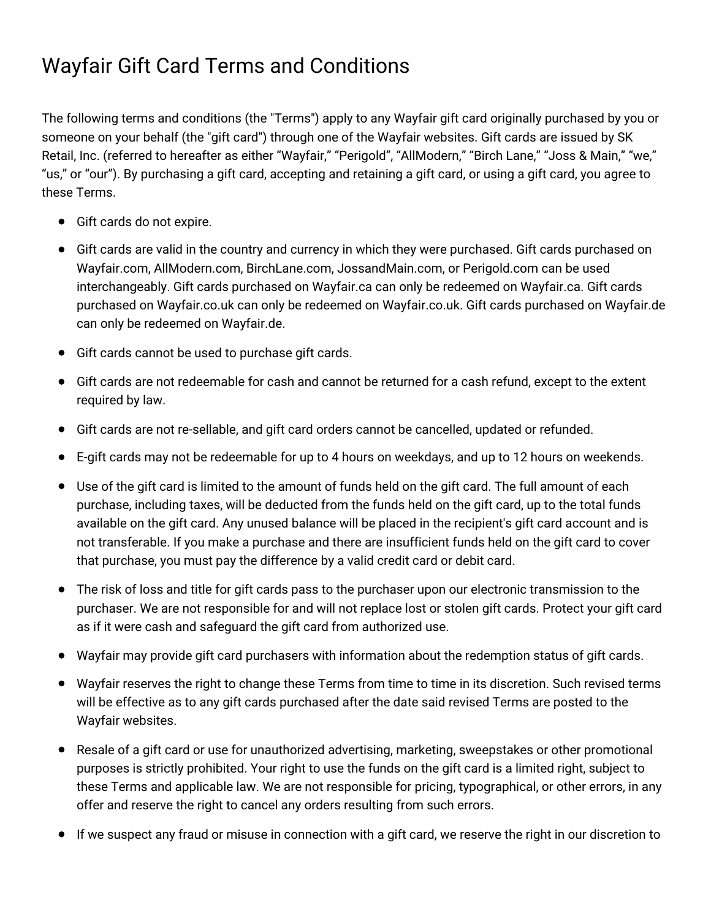# Wayfair Gift Card Terms and Conditions

The following terms and conditions (the "Terms") apply to any Wayfair gift card originally purchased by you or someone on your behalf (the "gift card") through one of the Wayfair websites. Gift cards are issued by SK Retail, Inc. (referred to hereafter as either “Wayfair,” “Perigold”, “AllModern,” “Birch Lane,” “Joss & Main,” “we,” “us,” or “our”). By purchasing a gift card, accepting and retaining a gift card, or using a gift card, you agree to these Terms.

- Gift cards do not expire.
- Gift cards are valid in the country and currency in which they were purchased. Gift cards purchased on Wayfair.com, AllModern.com, BirchLane.com, JossandMain.com, or Perigold.com can be used interchangeably. Gift cards purchased on Wayfair.ca can only be redeemed on Wayfair.ca. Gift cards purchased on Wayfair.co.uk can only be redeemed on Wayfair.co.uk. Gift cards purchased on Wayfair.de can only be redeemed on Wayfair.de.
- Gift cards cannot be used to purchase gift cards.
- Gift cards are not redeemable for cash and cannot be returned for a cash refund, except to the extent required by law.
- Gift cards are not re-sellable, and gift card orders cannot be cancelled, updated or refunded.
- E-gift cards may not be redeemable for up to 4 hours on weekdays, and up to 12 hours on weekends.
- Use of the gift card is limited to the amount of funds held on the gift card. The full amount of each purchase, including taxes, will be deducted from the funds held on the gift card, up to the total funds available on the gift card. Any unused balance will be placed in the recipient's gift card account and is not transferable. If you make a purchase and there are insufficient funds held on the gift card to cover that purchase, you must pay the difference by a valid credit card or debit card.
- The risk of loss and title for gift cards pass to the purchaser upon our electronic transmission to the purchaser. We are not responsible for and will not replace lost or stolen gift cards. Protect your gift card as if it were cash and safeguard the gift card from authorized use.
- Wayfair may provide gift card purchasers with information about the redemption status of gift cards.
- Wayfair reserves the right to change these Terms from time to time in its discretion. Such revised terms will be effective as to any gift cards purchased after the date said revised Terms are posted to the Wayfair websites.
- Resale of a gift card or use for unauthorized advertising, marketing, sweepstakes or other promotional purposes is strictly prohibited. Your right to use the funds on the gift card is a limited right, subject to these Terms and applicable law. We are not responsible for pricing, typographical, or other errors, in any offer and reserve the right to cancel any orders resulting from such errors.
- If we suspect any fraud or misuse in connection with a gift card, we reserve the right in our discretion to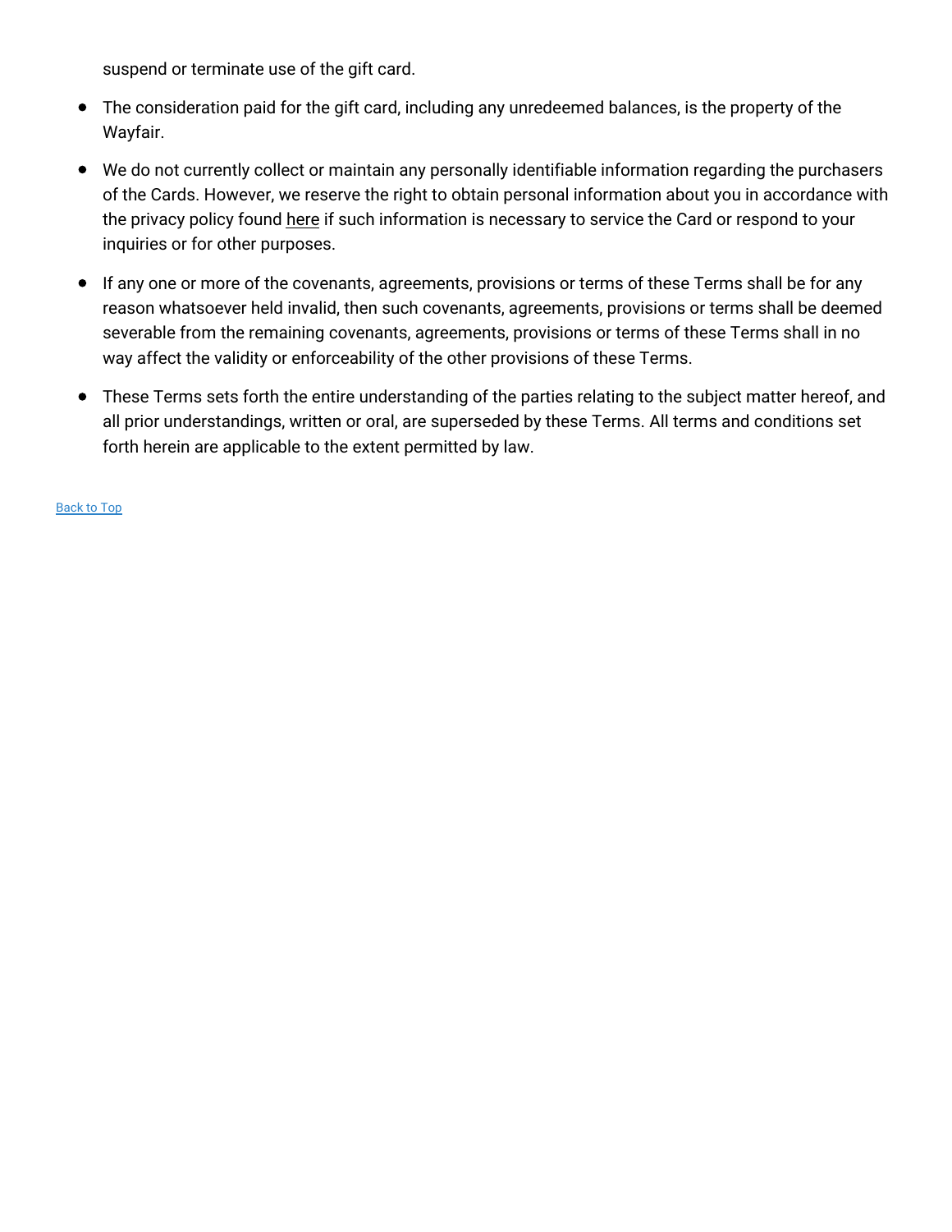suspend or terminate use of the gift card.

- The consideration paid for the gift card, including any unredeemed balances, is the property of the Wayfair.
- We do not currently collect or maintain any personally identifiable information regarding the purchasers of the Cards. However, we reserve the right to obtain personal information about you in accordance with the privacy policy found here if such information is necessary to service the Card or respond to your inquiries or for other purposes.
- If any one or more of the covenants, agreements, provisions or terms of these Terms shall be for any reason whatsoever held invalid, then such covenants, agreements, provisions or terms shall be deemed severable from the remaining covenants, agreements, provisions or terms of these Terms shall in no way affect the validity or enforceability of the other provisions of these Terms.
- These Terms sets forth the entire understanding of the parties relating to the subject matter hereof, and all prior understandings, written or oral, are superseded by these Terms. All terms and conditions set forth herein are applicable to the extent permitted by law.

Back to Top